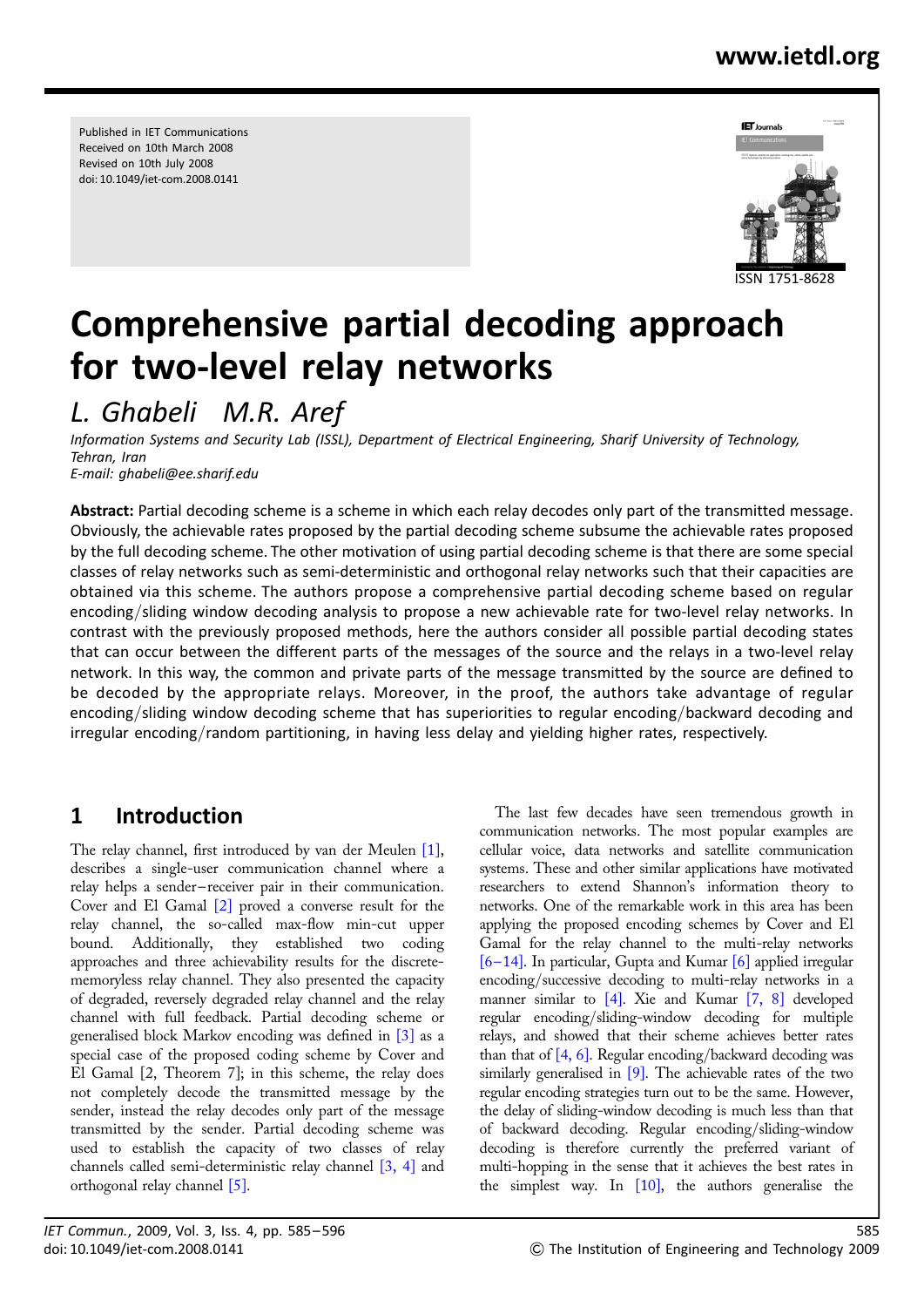Published in IET Communications
Received on 10th March 2008
Revised on 10th July 2008
doi: 10.1049/iet-com.2008.0141

# Comprehensive partial decoding approach for two-level relay networks

*L. Ghabeli M.R. Aref*

*Information Systems and Security Lab (ISSL), Department of Electrical Engineering, Sharif University of Technology, Tehran, Iran*
*E-mail: ghabeli@ee.sharif.edu*

**Abstract:** Partial decoding scheme is a scheme in which each relay decodes only part of the transmitted message. Obviously, the achievable rates proposed by the partial decoding scheme subsume the achievable rates proposed by the full decoding scheme. The other motivation of using partial decoding scheme is that there are some special classes of relay networks such as semi-deterministic and orthogonal relay networks such that their capacities are obtained via this scheme. The authors propose a comprehensive partial decoding scheme based on regular encoding/sliding window decoding analysis to propose a new achievable rate for two-level relay networks. In contrast with the previously proposed methods, here the authors consider all possible partial decoding states that can occur between the different parts of the messages of the source and the relays in a two-level relay network. In this way, the common and private parts of the message transmitted by the source are defined to be decoded by the appropriate relays. Moreover, in the proof, the authors take advantage of regular encoding/sliding window decoding scheme that has superiorities to regular encoding/backward decoding and irregular encoding/random partitioning, in having less delay and yielding higher rates, respectively.

## 1 Introduction

The relay channel, first introduced by van der Meulen [1], describes a single-user communication channel where a relay helps a sender–receiver pair in their communication. Cover and El Gamal [2] proved a converse result for the relay channel, the so-called max-flow min-cut upper bound. Additionally, they established two coding approaches and three achievability results for the discrete-memoryless relay channel. They also presented the capacity of degraded, reversely degraded relay channel and the relay channel with full feedback. Partial decoding scheme or generalised block Markov encoding was defined in [3] as a special case of the proposed coding scheme by Cover and El Gamal [2, Theorem 7]; in this scheme, the relay does not completely decode the transmitted message by the sender, instead the relay decodes only part of the message transmitted by the sender. Partial decoding scheme was used to establish the capacity of two classes of relay channels called semi-deterministic relay channel [3, 4] and orthogonal relay channel [5].

The last few decades have seen tremendous growth in communication networks. The most popular examples are cellular voice, data networks and satellite communication systems. These and other similar applications have motivated researchers to extend Shannon's information theory to networks. One of the remarkable work in this area has been applying the proposed encoding schemes by Cover and El Gamal for the relay channel to the multi-relay networks [6–14]. In particular, Gupta and Kumar [6] applied irregular encoding/successive decoding to multi-relay networks in a manner similar to [4]. Xie and Kumar [7, 8] developed regular encoding/sliding-window decoding for multiple relays, and showed that their scheme achieves better rates than that of [4, 6]. Regular encoding/backward decoding was similarly generalised in [9]. The achievable rates of the two regular encoding strategies turn out to be the same. However, the delay of sliding-window decoding is much less than that of backward decoding. Regular encoding/sliding-window decoding is therefore currently the preferred variant of multi-hopping in the sense that it achieves the best rates in the simplest way. In [10], the authors generalise the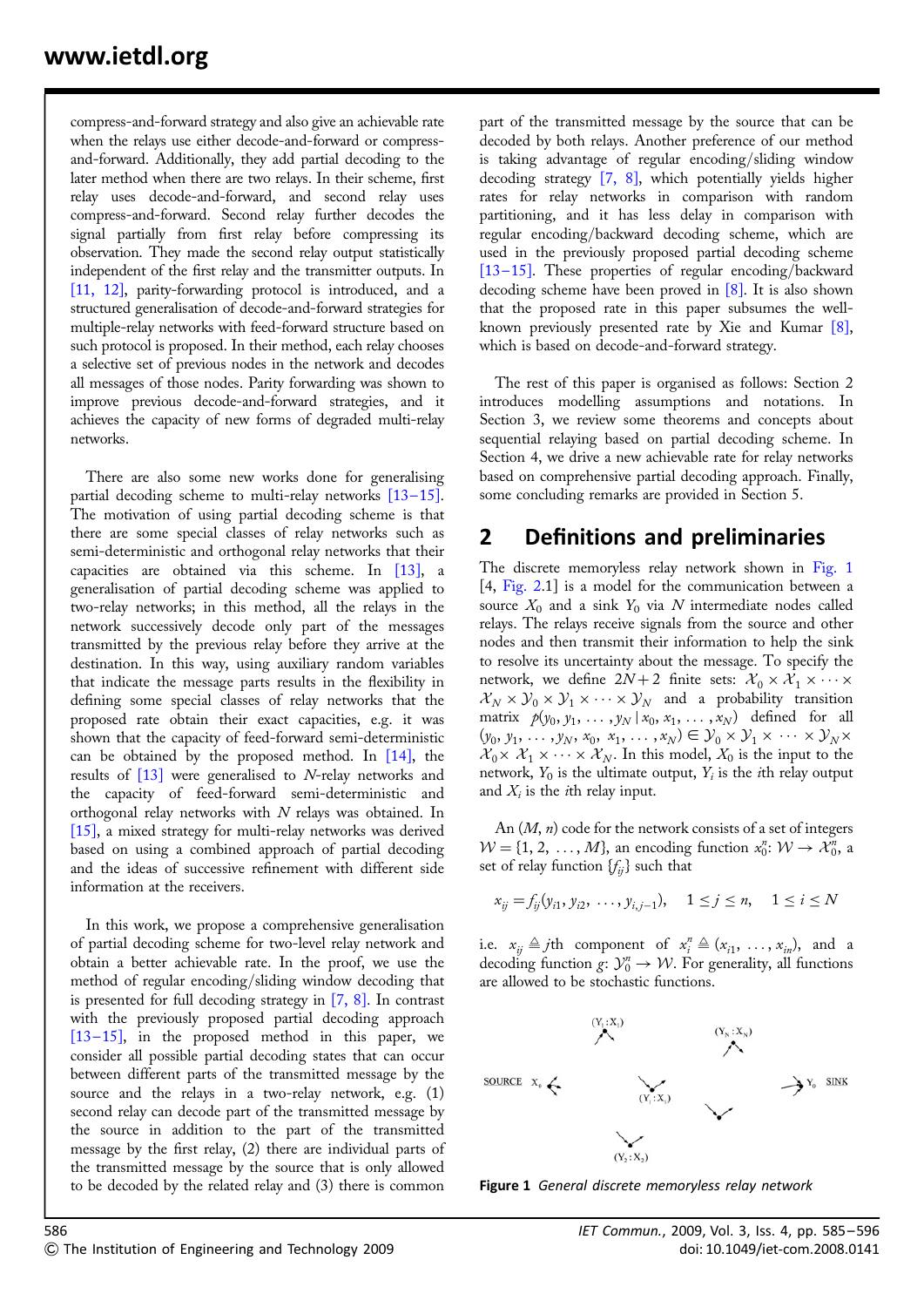compress-and-forward strategy and also give an achievable rate when the relays use either decode-and-forward or compress-and-forward. Additionally, they add partial decoding to the later method when there are two relays. In their scheme, first relay uses decode-and-forward, and second relay uses compress-and-forward. Second relay further decodes the signal partially from first relay before compressing its observation. They made the second relay output statistically independent of the first relay and the transmitter outputs. In [11, 12], parity-forwarding protocol is introduced, and a structured generalisation of decode-and-forward strategies for multiple-relay networks with feed-forward structure based on such protocol is proposed. In their method, each relay chooses a selective set of previous nodes in the network and decodes all messages of those nodes. Parity forwarding was shown to improve previous decode-and-forward strategies, and it achieves the capacity of new forms of degraded multi-relay networks.

There are also some new works done for generalising partial decoding scheme to multi-relay networks [13–15]. The motivation of using partial decoding scheme is that there are some special classes of relay networks such as semi-deterministic and orthogonal relay networks that their capacities are obtained via this scheme. In [13], a generalisation of partial decoding scheme was applied to two-relay networks; in this method, all the relays in the network successively decode only part of the messages transmitted by the previous relay before they arrive at the destination. In this way, using auxiliary random variables that indicate the message parts results in the flexibility in defining some special classes of relay networks that the proposed rate obtain their exact capacities, e.g. it was shown that the capacity of feed-forward semi-deterministic can be obtained by the proposed method. In [14], the results of [13] were generalised to $N$-relay networks and the capacity of feed-forward semi-deterministic and orthogonal relay networks with $N$ relays was obtained. In [15], a mixed strategy for multi-relay networks was derived based on using a combined approach of partial decoding and the ideas of successive refinement with different side information at the receivers.

In this work, we propose a comprehensive generalisation of partial decoding scheme for two-level relay network and obtain a better achievable rate. In the proof, we use the method of regular encoding/sliding window decoding that is presented for full decoding strategy in [7, 8]. In contrast with the previously proposed partial decoding approach [13–15], in the proposed method in this paper, we consider all possible partial decoding states that can occur between different parts of the transmitted message by the source and the relays in a two-relay network, e.g. (1) second relay can decode part of the transmitted message by the source in addition to the part of the transmitted message by the first relay, (2) there are individual parts of the transmitted message by the source that is only allowed to be decoded by the related relay and (3) there is common part of the transmitted message by the source that can be decoded by both relays. Another preference of our method is taking advantage of regular encoding/sliding window decoding strategy [7, 8], which potentially yields higher rates for relay networks in comparison with random partitioning, and it has less delay in comparison with regular encoding/backward decoding scheme, which are used in the previously proposed partial decoding scheme [13–15]. These properties of regular encoding/backward decoding scheme have been proved in [8]. It is also shown that the proposed rate in this paper subsumes the well-known previously presented rate by Xie and Kumar [8], which is based on decode-and-forward strategy.

The rest of this paper is organised as follows: Section 2 introduces modelling assumptions and notations. In Section 3, we review some theorems and concepts about sequential relaying based on partial decoding scheme. In Section 4, we drive a new achievable rate for relay networks based on comprehensive partial decoding approach. Finally, some concluding remarks are provided in Section 5.

## 2 Definitions and preliminaries

The discrete memoryless relay network shown in Fig. 1 [4, Fig. 2.1] is a model for the communication between a source $X_0$ and a sink $Y_0$ via $N$ intermediate nodes called relays. The relays receive signals from the source and other nodes and then transmit their information to help the sink to resolve its uncertainty about the message. To specify the network, we define $2N+2$ finite sets: $\mathcal{X}_0 \times \mathcal{X}_1 \times \cdots \times \mathcal{X}_N \times \mathcal{Y}_0 \times \mathcal{Y}_1 \times \cdots \times \mathcal{Y}_N$ and a probability transition matrix $p(y_0, y_1, \ldots, y_N \mid x_0, x_1, \ldots, x_N)$ defined for all $(y_0, y_1, \ldots, y_N, x_0, x_1, \ldots, x_N) \in \mathcal{Y}_0 \times \mathcal{Y}_1 \times \cdots \times \mathcal{Y}_N \times \mathcal{X}_0 \times \mathcal{X}_1 \times \cdots \times \mathcal{X}_N$. In this model, $X_0$ is the input to the network, $Y_0$ is the ultimate output, $Y_i$ is the $i$th relay output and $X_i$ is the $i$th relay input.

An $(M, n)$ code for the network consists of a set of integers $\mathcal{W} = \{1, 2, \ldots, M\}$, an encoding function $x_0^n$: $\mathcal{W} \to \mathcal{X}_0^n$, a set of relay function $\{f_{ij}\}$ such that

$$x_{ij} = f_{ij}(y_{i1}, y_{i2}, \ldots, y_{i,j-1}), \quad 1 \le j \le n, \quad 1 \le i \le N$$

i.e. $x_{ij} \triangleq j$th component of $x_i^n \triangleq (x_{i1}, \ldots, x_{in})$, and a decoding function $g$: $\mathcal{Y}_0^n \to \mathcal{W}$. For generality, all functions are allowed to be stochastic functions.

$(Y_1 : X_1)$

$(Y_N : X_N)$

SOURCE $X_0$

$(Y_i : X_i)$

$Y_0$ SINK

$(Y_2 : X_2)$

**Figure 1** *General discrete memoryless relay network*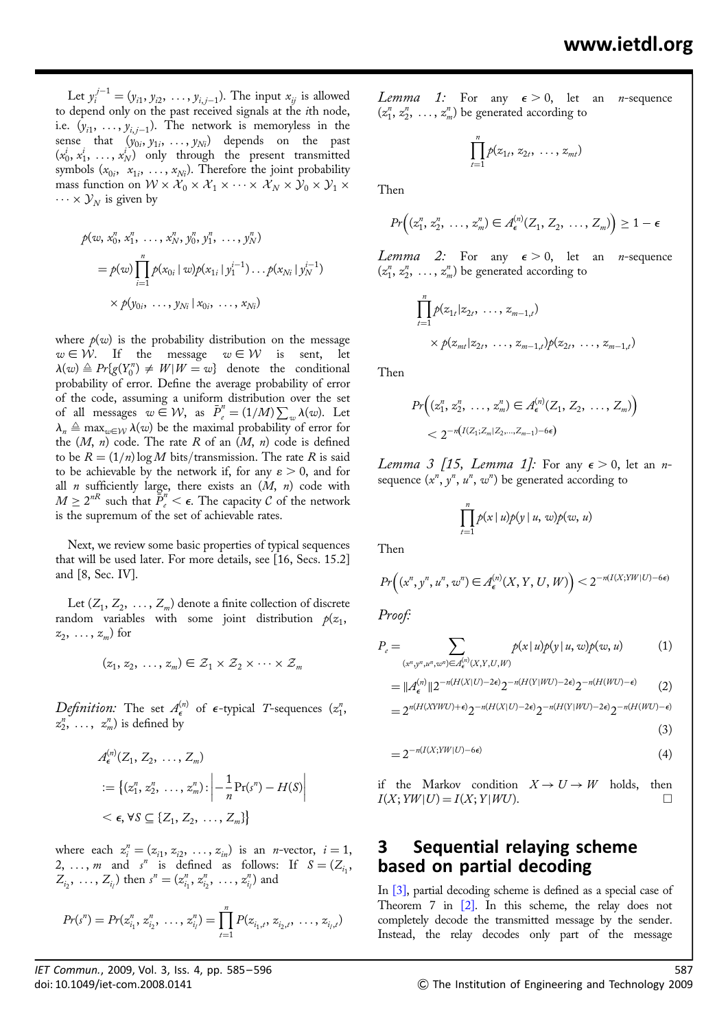Let $y_i^{j-1} = (y_{i1}, y_{i2}, \ldots, y_{i,j-1})$. The input $x_{ij}$ is allowed to depend only on the past received signals at the $i$th node, i.e. $(y_{i1}, \ldots, y_{i,j-1})$. The network is memoryless in the sense that $(y_{0i}, y_{1i}, \ldots, y_{Ni})$ depends on the past $(x_0^i, x_1^i, \ldots, x_N^i)$ only through the present transmitted symbols $(x_{0i}, x_{1i}, \ldots, x_{Ni})$. Therefore the joint probability mass function on $\mathcal{W} \times \mathcal{X}_0 \times \mathcal{X}_1 \times \cdots \times \mathcal{X}_N \times \mathcal{Y}_0 \times \mathcal{Y}_1 \times \cdots \times \mathcal{Y}_N$ is given by

$$
\begin{aligned}
&p(w, x_0^n, x_1^n, \ldots, x_N^n, y_0^n, y_1^n, \ldots, y_N^n) \\
&= p(w) \prod_{i=1}^{n} p(x_{0i} \mid w) p(x_{1i} \mid y_1^{i-1}) \ldots p(x_{Ni} \mid y_N^{i-1}) \\
&\quad \times p(y_{0i}, \ldots, y_{Ni} \mid x_{0i}, \ldots, x_{Ni})
\end{aligned}
$$

where $p(w)$ is the probability distribution on the message $w \in \mathcal{W}$. If the message $w \in \mathcal{W}$ is sent, let $\lambda(w) \triangleq Pr\{g(Y_0^n) \neq W | W = w\}$ denote the conditional probability of error. Define the average probability of error of the code, assuming a uniform distribution over the set of all messages $w \in \mathcal{W}$, as $\bar{P}_e^n = (1/M) \sum_w \lambda(w)$. Let $\lambda_n \triangleq \max_{w \in \mathcal{W}} \lambda(w)$ be the maximal probability of error for the $(M, n)$ code. The rate $R$ of an $(M, n)$ code is defined to be $R = (1/n) \log M$ bits/transmission. The rate $R$ is said to be achievable by the network if, for any $\varepsilon > 0$, and for all $n$ sufficiently large, there exists an $(M, n)$ code with $M \geq 2^{nR}$ such that $\bar{P}_e^n < \epsilon$. The capacity $\mathcal{C}$ of the network is the supremum of the set of achievable rates.

Next, we review some basic properties of typical sequences that will be used later. For more details, see [16, Secs. 15.2] and [8, Sec. IV].

Let $(Z_1, Z_2, \ldots, Z_m)$ denote a finite collection of discrete random variables with some joint distribution $p(z_1, z_2, \ldots, z_m)$ for

$$
(z_1, z_2, \ldots, z_m) \in \mathcal{Z}_1 \times \mathcal{Z}_2 \times \cdots \times \mathcal{Z}_m
$$

*Definition:* The set $A_\epsilon^{(n)}$ of $\epsilon$-typical $T$-sequences $(z_1^n, z_2^n, \ldots, z_m^n)$ is defined by

$$
\begin{aligned}
&A_\epsilon^{(n)}(Z_1, Z_2, \ldots, Z_m) \\
&:= \left\{ (z_1^n, z_2^n, \ldots, z_m^n) : \left| -\frac{1}{n} \Pr(s^n) - H(S) \right| \right. \\
&\quad \left. < \epsilon, \forall S \subseteq \{Z_1, Z_2, \ldots, Z_m\} \right\}
\end{aligned}
$$

where each $z_i^n = (z_{i1}, z_{i2}, \ldots, z_{in})$ is an $n$-vector, $i = 1, 2, \ldots, m$ and $s^n$ is defined as follows: If $S = (Z_{i_1}, Z_{i_2}, \ldots, Z_{i_l})$ then $s^n = (z_{i_1}^n, z_{i_2}^n, \ldots, z_{i_l}^n)$ and

$$
Pr(s^n) = Pr(z_{i_1}^n, z_{i_2}^n, \ldots, z_{i_l}^n) = \prod_{t=1}^{n} P(z_{i_1,t}, z_{i_2,t}, \ldots, z_{i_l,t})
$$

*Lemma 1:* For any $\epsilon > 0$, let an $n$-sequence $(z_1^n, z_2^n, \ldots, z_m^n)$ be generated according to

$$
\prod_{t=1}^{n} p(z_{1t}, z_{2t}, \ldots, z_{mt})
$$

Then

$$
Pr\Big( (z_1^n, z_2^n, \ldots, z_m^n) \in A_\epsilon^{(n)}(Z_1, Z_2, \ldots, Z_m) \Big) \geq 1 - \epsilon
$$

*Lemma 2:* For any $\epsilon > 0$, let an $n$-sequence $(z_1^n, z_2^n, \ldots, z_m^n)$ be generated according to

$$
\begin{aligned}
&\prod_{t=1}^{n} p(z_{1t} | z_{2t}, \ldots, z_{m-1,t}) \\
&\quad \times p(z_{mt} | z_{2t}, \ldots, z_{m-1,t}) p(z_{2t}, \ldots, z_{m-1,t})
\end{aligned}
$$

Then

$$
\begin{aligned}
&Pr\Big( (z_1^n, z_2^n, \ldots, z_m^n) \in A_\epsilon^{(n)}(Z_1, Z_2, \ldots, Z_m) \Big) \\
&\quad < 2^{-n\left(I(Z_1; Z_m | Z_2, \ldots, Z_{m-1}) - 6\epsilon\right)}
\end{aligned}
$$

*Lemma 3 [15, Lemma 1]:* For any $\epsilon > 0$, let an $n$-sequence $(x^n, y^n, u^n, w^n)$ be generated according to

$$
\prod_{t=1}^{n} p(x \mid u) p(y \mid u, w) p(w, u)
$$

Then

$$
Pr\Big( (x^n, y^n, u^n, w^n) \in A_\epsilon^{(n)}(X, Y, U, W) \Big) < 2^{-n(I(X; YW | U) - 6\epsilon)}
$$

*Proof:*

$$
P_e = \sum_{(x^n, y^n, u^n, w^n) \in A_\epsilon^{(n)}(X, Y, U, W)} p(x \mid u) p(y \mid u, w) p(w, u) \tag{1}
$$

$$
= \|A_\epsilon^{(n)}\| 2^{-n(H(X|U) - 2\epsilon)} 2^{-n(H(Y|WU) - 2\epsilon)} 2^{-n(H(WU) - \epsilon)} \tag{2}
$$

$$
= 2^{n(H(XYWU) + \epsilon)} 2^{-n(H(X|U) - 2\epsilon)} 2^{-n(H(Y|WU) - 2\epsilon)} 2^{-n(H(WU) - \epsilon)} \tag{3}
$$

$$
= 2^{-n(I(X; YW | U) - 6\epsilon)} \tag{4}
$$

if the Markov condition $X \rightarrow U \rightarrow W$ holds, then $I(X; YW | U) = I(X; Y | WU)$. □

## 3 Sequential relaying scheme based on partial decoding

In [3], partial decoding scheme is defined as a special case of Theorem 7 in [2]. In this scheme, the relay does not completely decode the transmitted message by the sender. Instead, the relay decodes only part of the message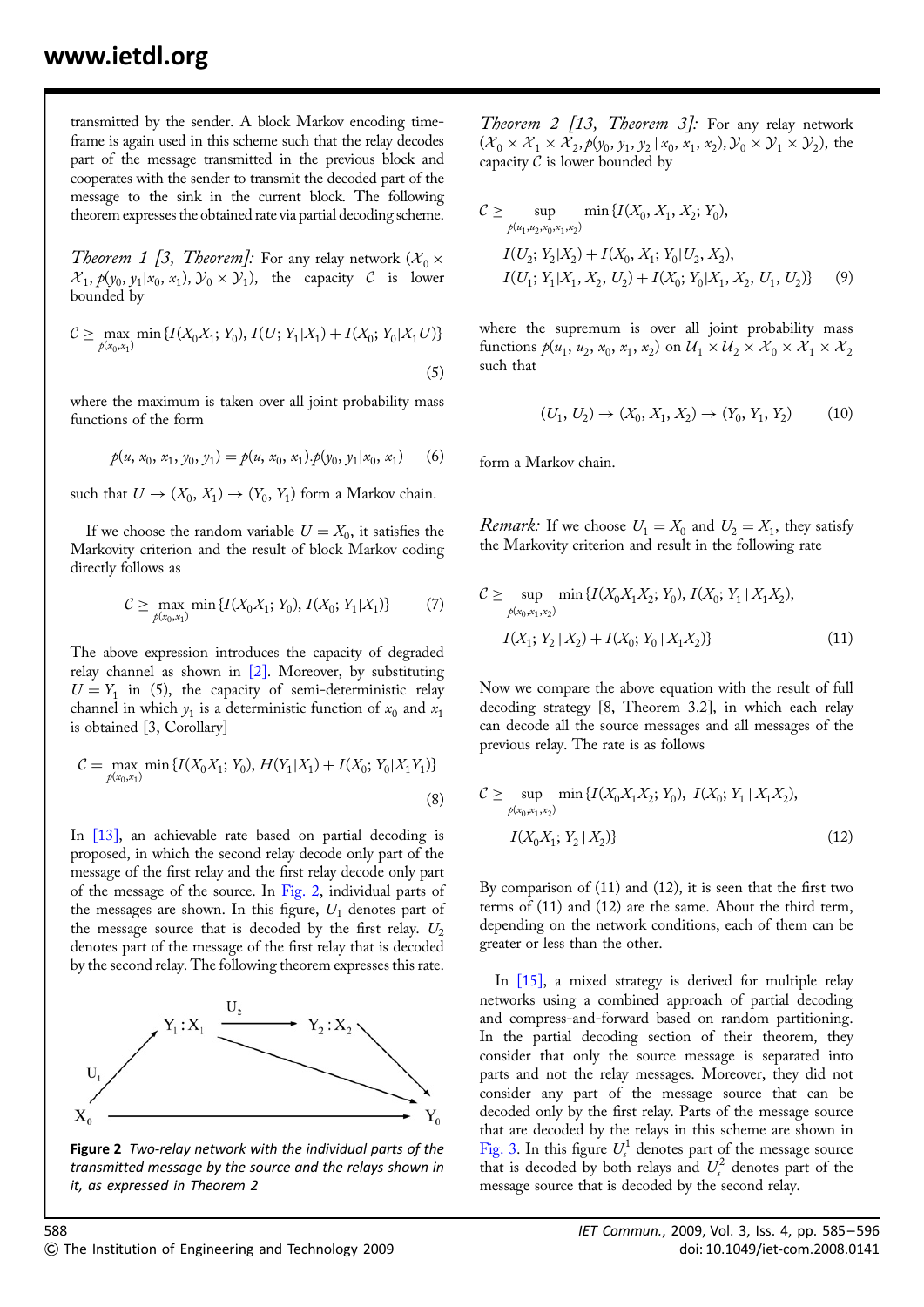transmitted by the sender. A block Markov encoding time-frame is again used in this scheme such that the relay decodes part of the message transmitted in the previous block and cooperates with the sender to transmit the decoded part of the message to the sink in the current block. The following theorem expresses the obtained rate via partial decoding scheme.

*Theorem 1 [3, Theorem]:* For any relay network $(\mathcal{X}_0 \times \mathcal{X}_1, p(y_0, y_1|x_0, x_1), \mathcal{Y}_0 \times \mathcal{Y}_1)$, the capacity $\mathcal{C}$ is lower bounded by

$$\mathcal{C} \geq \max_{p(x_0, x_1)} \min\{I(X_0X_1; Y_0), I(U; Y_1|X_1) + I(X_0; Y_0|X_1U)\} \tag{5}$$

where the maximum is taken over all joint probability mass functions of the form

$$p(u, x_0, x_1, y_0, y_1) = p(u, x_0, x_1).p(y_0, y_1|x_0, x_1) \tag{6}$$

such that $U \rightarrow (X_0, X_1) \rightarrow (Y_0, Y_1)$ form a Markov chain.

If we choose the random variable $U = X_0$, it satisfies the Markovity criterion and the result of block Markov coding directly follows as

$$\mathcal{C} \geq \max_{p(x_0, x_1)} \min\{I(X_0X_1; Y_0), I(X_0; Y_1|X_1)\} \tag{7}$$

The above expression introduces the capacity of degraded relay channel as shown in [2]. Moreover, by substituting $U = Y_1$ in (5), the capacity of semi-deterministic relay channel in which $y_1$ is a deterministic function of $x_0$ and $x_1$ is obtained [3, Corollary]

$$\mathcal{C} = \max_{p(x_0, x_1)} \min\{I(X_0X_1; Y_0), H(Y_1|X_1) + I(X_0; Y_0|X_1Y_1)\} \tag{8}$$

In [13], an achievable rate based on partial decoding is proposed, in which the second relay decode only part of the message of the first relay and the first relay decode only part of the message of the source. In Fig. 2, individual parts of the messages are shown. In this figure, $U_1$ denotes part of the message source that is decoded by the first relay. $U_2$ denotes part of the message of the first relay that is decoded by the second relay. The following theorem expresses this rate.

U₂
Y₁ : X₁
Y₂ : X₂
U₁
X₀
Y₀

**Figure 2** *Two-relay network with the individual parts of the transmitted message by the source and the relays shown in it, as expressed in Theorem 2*

*Theorem 2 [13, Theorem 3]:* For any relay network $(\mathcal{X}_0 \times \mathcal{X}_1 \times \mathcal{X}_2, p(y_0, y_1, y_2 \,|\, x_0, x_1, x_2), \mathcal{Y}_0 \times \mathcal{Y}_1 \times \mathcal{Y}_2)$, the capacity $\mathcal{C}$ is lower bounded by

$$\begin{aligned}\mathcal{C} \geq \sup_{p(u_1, u_2, x_0, x_1, x_2)} \min\{&I(X_0, X_1, X_2; Y_0),\\ &I(U_2; Y_2|X_2) + I(X_0, X_1; Y_0|U_2, X_2),\\ &I(U_1; Y_1|X_1, X_2, U_2) + I(X_0; Y_0|X_1, X_2, U_1, U_2)\}\end{aligned} \tag{9}$$

where the supremum is over all joint probability mass functions $p(u_1, u_2, x_0, x_1, x_2)$ on $\mathcal{U}_1 \times \mathcal{U}_2 \times \mathcal{X}_0 \times \mathcal{X}_1 \times \mathcal{X}_2$ such that

$$(U_1, U_2) \rightarrow (X_0, X_1, X_2) \rightarrow (Y_0, Y_1, Y_2) \tag{10}$$

form a Markov chain.

*Remark:* If we choose $U_1 = X_0$ and $U_2 = X_1$, they satisfy the Markovity criterion and result in the following rate

$$\begin{aligned}\mathcal{C} \geq \sup_{p(x_0, x_1, x_2)} \min\{&I(X_0X_1X_2; Y_0), I(X_0; Y_1 \,|\, X_1X_2),\\ &I(X_1; Y_2 \,|\, X_2) + I(X_0; Y_0 \,|\, X_1X_2)\}\end{aligned} \tag{11}$$

Now we compare the above equation with the result of full decoding strategy [8, Theorem 3.2], in which each relay can decode all the source messages and all messages of the previous relay. The rate is as follows

$$\begin{aligned}\mathcal{C} \geq \sup_{p(x_0, x_1, x_2)} \min\{&I(X_0X_1X_2; Y_0),\ I(X_0; Y_1 \,|\, X_1X_2),\\ &I(X_0X_1; Y_2 \,|\, X_2)\}\end{aligned} \tag{12}$$

By comparison of (11) and (12), it is seen that the first two terms of (11) and (12) are the same. About the third term, depending on the network conditions, each of them can be greater or less than the other.

In [15], a mixed strategy is derived for multiple relay networks using a combined approach of partial decoding and compress-and-forward based on random partitioning. In the partial decoding section of their theorem, they consider that only the source message is separated into parts and not the relay messages. Moreover, they did not consider any part of the message source that can be decoded only by the first relay. Parts of the message source that are decoded by the relays in this scheme are shown in Fig. 3. In this figure $U_s^1$ denotes part of the message source that is decoded by both relays and $U_s^2$ denotes part of the message source that is decoded by the second relay.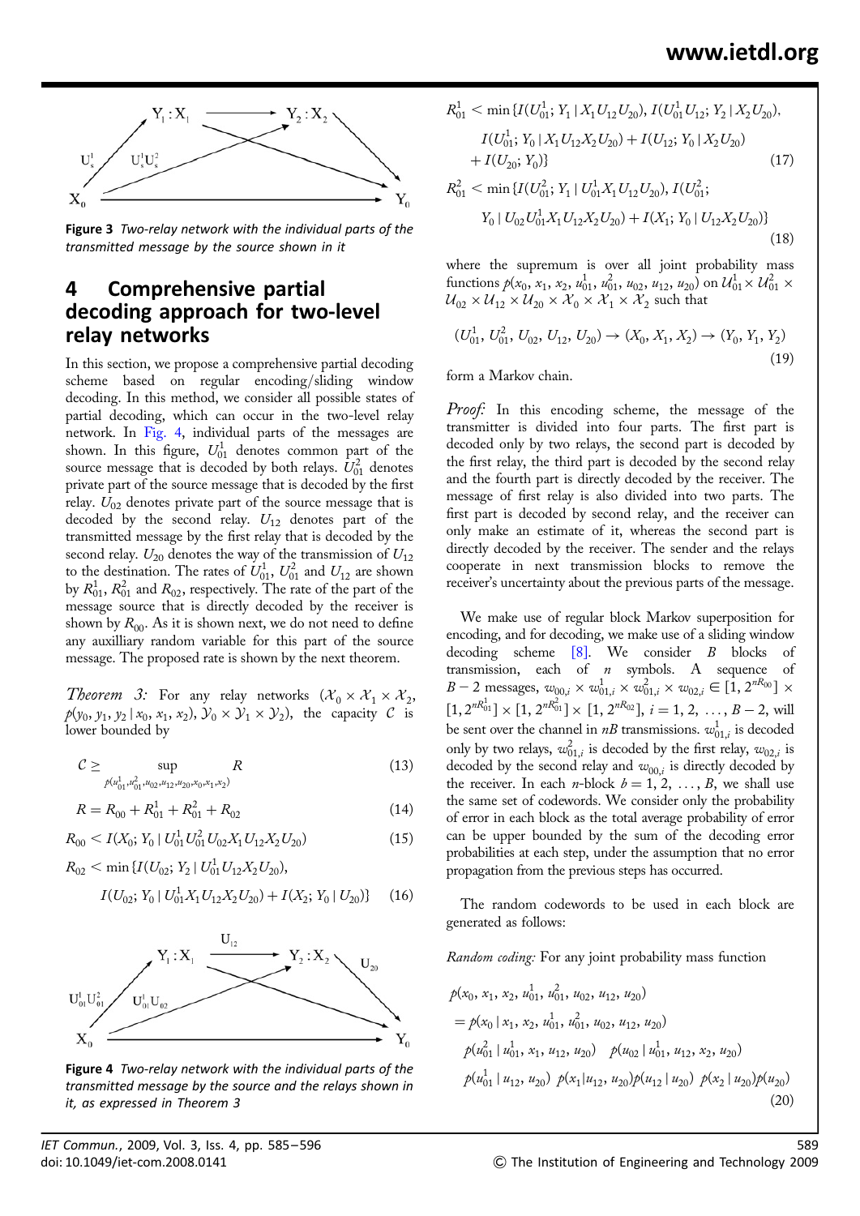Figure 3 *Two-relay network with the individual parts of the transmitted message by the source shown in it*

## 4 Comprehensive partial decoding approach for two-level relay networks

In this section, we propose a comprehensive partial decoding scheme based on regular encoding/sliding window decoding. In this method, we consider all possible states of partial decoding, which can occur in the two-level relay network. In Fig. 4, individual parts of the messages are shown. In this figure, $U_{01}^1$ denotes common part of the source message that is decoded by both relays. $U_{01}^2$ denotes private part of the source message that is decoded by the first relay. $U_{02}$ denotes private part of the source message that is decoded by the second relay. $U_{12}$ denotes part of the transmitted message by the first relay that is decoded by the second relay. $U_{20}$ denotes the way of the transmission of $U_{12}$ to the destination. The rates of $U_{01}^1$, $U_{01}^2$ and $U_{12}$ are shown by $R_{01}^1$, $R_{01}^2$ and $R_{02}$, respectively. The rate of the part of the message source that is directly decoded by the receiver is shown by $R_{00}$. As it is shown next, we do not need to define any auxilliary random variable for this part of the source message. The proposed rate is shown by the next theorem.

*Theorem 3:* For any relay networks $(\mathcal{X}_0 \times \mathcal{X}_1 \times \mathcal{X}_2, p(y_0, y_1, y_2 \mid x_0, x_1, x_2), \mathcal{Y}_0 \times \mathcal{Y}_1 \times \mathcal{Y}_2)$, the capacity $\mathcal{C}$ is lower bounded by

$$\mathcal{C} \geq \sup_{p(u_{01}^1, u_{01}^2, u_{02}, u_{12}, u_{20}, x_0, x_1, x_2)} R \tag{13}$$

$$R = R_{00} + R_{01}^1 + R_{01}^2 + R_{02} \tag{14}$$

$$R_{00} < I(X_0; Y_0 \mid U_{01}^1 U_{01}^2 U_{02} X_1 U_{12} X_2 U_{20}) \tag{15}$$

$$R_{02} < \min\{I(U_{02}; Y_2 \mid U_{01}^1 U_{12} X_2 U_{20}), \; I(U_{02}; Y_0 \mid U_{01}^1 X_1 U_{12} X_2 U_{20}) + I(X_2; Y_0 \mid U_{20})\} \tag{16}$$

Figure 4 *Two-relay network with the individual parts of the transmitted message by the source and the relays shown in it, as expressed in Theorem 3*

$$R_{01}^1 < \min\{I(U_{01}^1; Y_1 \mid X_1 U_{12} U_{20}), I(U_{01}^1 U_{12}; Y_2 \mid X_2 U_{20}), \; I(U_{01}^1; Y_0 \mid X_1 U_{12} X_2 U_{20}) + I(U_{12}; Y_0 \mid X_2 U_{20}) + I(U_{20}; Y_0)\} \tag{17}$$

$$R_{01}^2 < \min\{I(U_{01}^2; Y_1 \mid U_{01}^1 X_1 U_{12} U_{20}), I(U_{01}^2; Y_0 \mid U_{02} U_{01}^1 X_1 U_{12} X_2 U_{20}) + I(X_1; Y_0 \mid U_{12} X_2 U_{20})\} \tag{18}$$

where the supremum is over all joint probability mass functions $p(x_0, x_1, x_2, u_{01}^1, u_{01}^2, u_{02}, u_{12}, u_{20})$ on $\mathcal{U}_{01}^1 \times \mathcal{U}_{01}^2 \times \mathcal{U}_{02} \times \mathcal{U}_{12} \times \mathcal{U}_{20} \times \mathcal{X}_0 \times \mathcal{X}_1 \times \mathcal{X}_2$ such that

$$(U_{01}^1, U_{01}^2, U_{02}, U_{12}, U_{20}) \rightarrow (X_0, X_1, X_2) \rightarrow (Y_0, Y_1, Y_2) \tag{19}$$

form a Markov chain.

*Proof:* In this encoding scheme, the message of the transmitter is divided into four parts. The first part is decoded only by two relays, the second part is decoded by the first relay, the third part is decoded by the second relay and the fourth part is directly decoded by the receiver. The message of first relay is also divided into two parts. The first part is decoded by second relay, and the receiver can only make an estimate of it, whereas the second part is directly decoded by the receiver. The sender and the relays cooperate in next transmission blocks to remove the receiver's uncertainty about the previous parts of the message.

We make use of regular block Markov superposition for encoding, and for decoding, we make use of a sliding window decoding scheme [8]. We consider $B$ blocks of transmission, each of $n$ symbols. A sequence of $B-2$ messages, $w_{00,i} \times w_{01,i}^1 \times w_{01,i}^2 \times w_{02,i} \in [1, 2^{nR_{00}}] \times [1, 2^{nR_{01}^1}] \times [1, 2^{nR_{01}^2}] \times [1, 2^{nR_{02}}]$, $i = 1, 2, \ldots, B-2$, will be sent over the channel in $nB$ transmissions. $w_{01,i}^1$ is decoded only by two relays, $w_{01,i}^2$ is decoded by the first relay, $w_{02,i}$ is decoded by the second relay and $w_{00,i}$ is directly decoded by the receiver. In each $n$-block $b = 1, 2, \ldots, B$, we shall use the same set of codewords. We consider only the probability of error in each block as the total average probability of error can be upper bounded by the sum of the decoding error probabilities at each step, under the assumption that no error propagation from the previous steps has occurred.

The random codewords to be used in each block are generated as follows:

*Random coding:* For any joint probability mass function

$$\begin{aligned}
&p(x_0, x_1, x_2, u_{01}^1, u_{01}^2, u_{02}, u_{12}, u_{20}) \\
&= p(x_0 \mid x_1, x_2, u_{01}^1, u_{01}^2, u_{02}, u_{12}, u_{20}) \\
&\quad p(u_{01}^2 \mid u_{01}^1, x_1, u_{12}, u_{20}) \quad p(u_{02} \mid u_{01}^1, u_{12}, x_2, u_{20}) \\
&\quad p(u_{01}^1 \mid u_{12}, u_{20}) \;\; p(x_1 \mid u_{12}, u_{20}) p(u_{12} \mid u_{20}) \;\; p(x_2 \mid u_{20}) p(u_{20})
\end{aligned} \tag{20}$$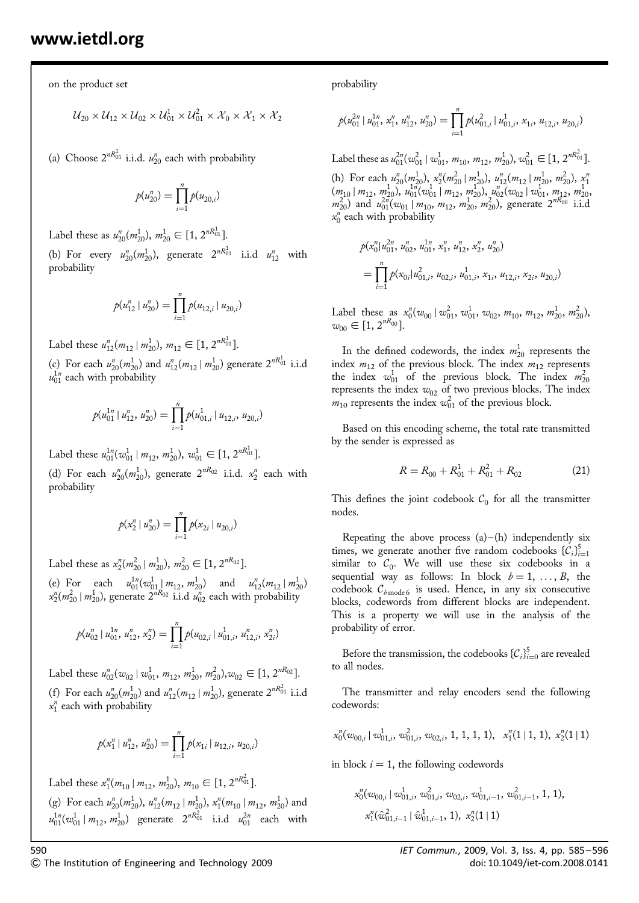on the product set

$$\mathcal{U}_{20} \times \mathcal{U}_{12} \times \mathcal{U}_{02} \times \mathcal{U}_{01}^1 \times \mathcal{U}_{01}^2 \times \mathcal{X}_0 \times \mathcal{X}_1 \times \mathcal{X}_2$$

(a) Choose $2^{nR_{01}^1}$ i.i.d. $u_{20}^n$ each with probability

$$p(u_{20}^n) = \prod_{i=1}^{n} p(u_{20,i})$$

Label these as $u_{20}^n(m_{20}^1)$, $m_{20}^1 \in [1, 2^{nR_{01}^1}]$.

(b) For every $u_{20}^n(m_{20}^1)$, generate $2^{nR_{01}^1}$ i.i.d $u_{12}^n$ with probability

$$p(u_{12}^n \mid u_{20}^n) = \prod_{i=1}^{n} p(u_{12,i} \mid u_{20,i})$$

Label these $u_{12}^n(m_{12} \mid m_{20}^1)$, $m_{12} \in [1, 2^{nR_{01}^1}]$.

(c) For each $u_{20}^n(m_{20}^1)$ and $u_{12}^n(m_{12} \mid m_{20}^1)$ generate $2^{nR_{01}^1}$ i.i.d $u_{01}^{1n}$ each with probability

$$p(u_{01}^{1n} \mid u_{12}^n, u_{20}^n) = \prod_{i=1}^{n} p(u_{01,i}^1 \mid u_{12,i}, u_{20,i})$$

Label these $u_{01}^{1n}(w_{01}^1 \mid m_{12}, m_{20}^1)$, $w_{01}^1 \in [1, 2^{nR_{01}^1}]$.

(d) For each $u_{20}^n(m_{20}^1)$, generate $2^{nR_{02}}$ i.i.d. $x_2^n$ each with probability

$$p(x_2^n \mid u_{20}^n) = \prod_{i=1}^{n} p(x_{2i} \mid u_{20,i})$$

Label these as $x_2^n(m_{20}^2 \mid m_{20}^1)$, $m_{20}^2 \in [1, 2^{nR_{02}}]$.

(e) For each $u_{01}^{1n}(w_{01}^1 \mid m_{12}, m_{20}^1)$ and $u_{12}^n(m_{12} \mid m_{20}^1)$ $x_2^n(m_{20}^2 \mid m_{20}^1)$, generate $2^{nR_{02}}$ i.i.d $u_{02}^n$ each with probability

$$p(u_{02}^n \mid u_{01}^{1n}, u_{12}^n, x_2^n) = \prod_{i=1}^{n} p(u_{02,i} \mid u_{01,i}^1, u_{12,i}^n, x_{2i}^n)$$

Label these $u_{02}^n(w_{02} \mid w_{01}^1, m_{12}, m_{20}^1, m_{20}^2)$,$w_{02} \in [1, 2^{nR_{02}}]$.

(f) For each $u_{20}^n(m_{20}^1)$ and $u_{12}^n(m_{12} \mid m_{20}^1)$, generate $2^{nR_{01}^2}$ i.i.d $x_1^n$ each with probability

$$p(x_1^n \mid u_{12}^n, u_{20}^n) = \prod_{i=1}^{n} p(x_{1i} \mid u_{12,i}, u_{20,i})$$

Label these $x_1^n(m_{10} \mid m_{12}, m_{20}^1)$, $m_{10} \in [1, 2^{nR_{01}^2}]$.

(g) For each $u_{20}^n(m_{20}^1)$, $u_{12}^n(m_{12} \mid m_{20}^1)$, $x_1^n(m_{10} \mid m_{12}, m_{20}^1)$ and $u_{01}^{1n}(w_{01}^1 \mid m_{12}, m_{20}^1)$ generate $2^{nR_{01}^2}$ i.i.d $u_{01}^{2n}$ each with probability

$$p(u_{01}^{2n} \mid u_{01}^{1n}, x_1^n, u_{12}^n, u_{20}^n) = \prod_{i=1}^{n} p(u_{01,i}^2 \mid u_{01,i}^1, x_{1i}, u_{12,i}, u_{20,i})$$

Label these as $u_{01}^{2n}(w_{01}^2 \mid w_{01}^1, m_{10}, m_{12}, m_{20}^1)$, $w_{01}^2 \in [1, 2^{nR_{01}^2}]$.

(h) For each $u_{20}^n(m_{20}^1)$, $x_2^n(m_{20}^2 \mid m_{20}^1)$, $u_{12}^n(m_{12} \mid m_{20}^1, m_{20}^2)$, $x_1^n(m_{10} \mid m_{12}, m_{20}^1)$, $u_{01}^{1n}(w_{01}^1 \mid m_{12}, m_{20}^1)$, $u_{02}^n(w_{02} \mid w_{01}^1, m_{12}, m_{20}^1, m_{20}^2)$ and $u_{01}^{2n}(w_{01} \mid m_{10}, m_{12}, m_{20}^1, m_{20}^2)$, generate $2^{nR_{00}}$ i.i.d $x_0^n$ each with probability

$$p(x_0^n | u_{01}^{2n}, u_{02}^n, u_{01}^{1n}, x_1^n, u_{12}^n, x_2^n, u_{20}^n) = \prod_{i=1}^{n} p(x_{0i} | u_{01,i}^2, u_{02,i}, u_{01,i}^1, x_{1i}, u_{12,i}, x_{2i}, u_{20,i})$$

Label these as $x_0^n(w_{00} \mid w_{01}^2, w_{01}^1, w_{02}, m_{10}, m_{12}, m_{20}^1, m_{20}^2)$, $w_{00} \in [1, 2^{nR_{00}}]$.

In the defined codewords, the index $m_{20}^1$ represents the index $m_{12}$ of the previous block. The index $m_{12}$ represents the index $w_{01}^1$ of the previous block. The index $m_{20}^2$ represents the index $w_{02}$ of two previous blocks. The index $m_{10}$ represents the index $w_{01}^2$ of the previous block.

Based on this encoding scheme, the total rate transmitted by the sender is expressed as

$$R = R_{00} + R_{01}^1 + R_{01}^2 + R_{02} \tag{21}$$

This defines the joint codebook $\mathcal{C}_0$ for all the transmitter nodes.

Repeating the above process (a)–(h) independently six times, we generate another five random codebooks $\{\mathcal{C}_i\}_{i=1}^5$ similar to $\mathcal{C}_0$. We will use these six codebooks in a sequential way as follows: In block $b = 1, \ldots, B$, the codebook $\mathcal{C}_{b \bmod 6}$ is used. Hence, in any six consecutive blocks, codewords from different blocks are independent. This is a property we will use in the analysis of the probability of error.

Before the transmission, the codebooks $\{\mathcal{C}_i\}_{i=0}^5$ are revealed to all nodes.

The transmitter and relay encoders send the following codewords:

$$x_0^n(w_{00,i} \mid w_{01,i}^1, w_{01,i}^2, w_{02,i}, 1, 1, 1, 1), \quad x_1^n(1 \mid 1, 1), \; x_2^n(1 \mid 1)$$

in block $i = 1$, the following codewords

$$x_0^n(w_{00,i} \mid w_{01,i}^1, w_{01,i}^2, w_{02,i}, w_{01,i-1}^1, w_{01,i-1}^2, 1, 1),$$
$$x_1^n(\hat{w}_{01,i-1}^2 \mid \hat{w}_{01,i-1}^1, 1), \; x_2^n(1 \mid 1)$$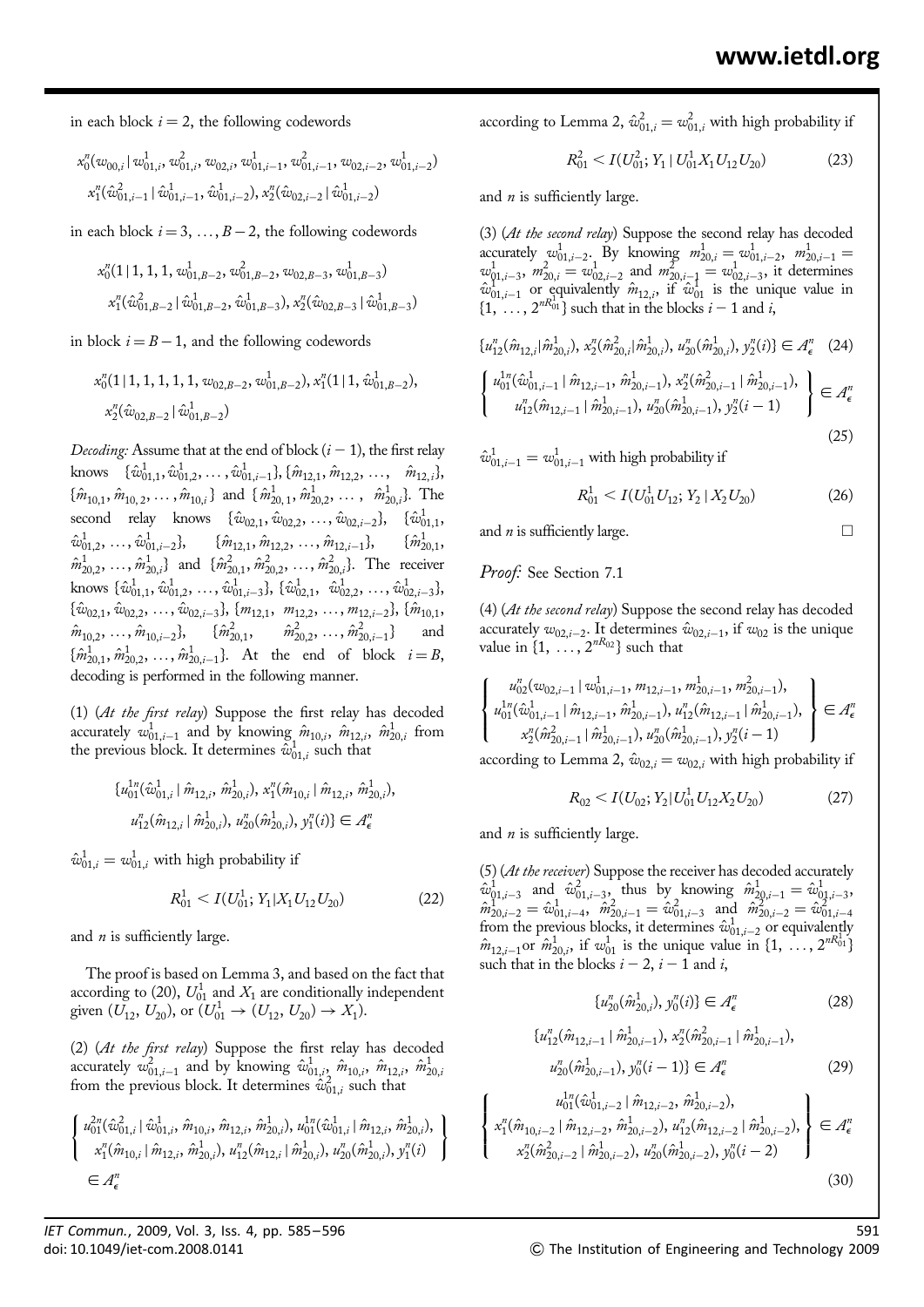in each block $i = 2$, the following codewords

$$x_0^n(w_{00,i} \mid w_{01,i}^1, w_{01,i}^2, w_{02,i}, w_{01,i-1}^1, w_{01,i-1}^2, w_{02,i-2}, w_{01,i-2}^1)$$
$$x_1^n(\hat{w}_{01,i-1}^2 \mid \hat{w}_{01,i-1}^1, \hat{w}_{01,i-2}^1), x_2^n(\hat{w}_{02,i-2} \mid \hat{w}_{01,i-2}^1)$$

in each block $i = 3, \ldots, B-2$, the following codewords

$$x_0^n(1 \mid 1, 1, 1, w_{01,B-2}^1, w_{01,B-2}^2, w_{02,B-3}, w_{01,B-3}^1)$$
$$x_1^n(\hat{w}_{01,B-2}^2 \mid \hat{w}_{01,B-2}^1, \hat{w}_{01,B-3}^1), x_2^n(\hat{w}_{02,B-3} \mid \hat{w}_{01,B-3}^1)$$

in block $i = B-1$, and the following codewords

$$x_0^n(1 \mid 1, 1, 1, 1, 1, w_{02,B-2}, w_{01,B-2}^1), x_1^n(1 \mid 1, \hat{w}_{01,B-2}^1),$$
$$x_2^n(\hat{w}_{02,B-2} \mid \hat{w}_{01,B-2}^1)$$

*Decoding:* Assume that at the end of block $(i-1)$, the first relay knows $\{\hat{w}_{01,1}^1, \hat{w}_{01,2}^1, \ldots, \hat{w}_{01,i-1}^1\}$, $\{\hat{m}_{12,1}, \hat{m}_{12,2}, \ldots, \hat{m}_{12,i}\}$, $\{\hat{m}_{10,1}, \hat{m}_{10,2}, \ldots, \hat{m}_{10,i}\}$ and $\{\hat{m}_{20,1}^1, \hat{m}_{20,2}^1, \ldots, \hat{m}_{20,i}^1\}$. The second relay knows $\{\hat{w}_{02,1}, \hat{w}_{02,2}, \ldots, \hat{w}_{02,i-2}\}$, $\{\hat{w}_{01,1}^1, \hat{w}_{01,2}^1, \ldots, \hat{w}_{01,i-2}^1\}$, $\{\hat{m}_{12,1}, \hat{m}_{12,2}, \ldots, \hat{m}_{12,i-1}\}$, $\{\hat{m}_{20,1}^1, \hat{m}_{20,2}^1, \ldots, \hat{m}_{20,i}^1\}$ and $\{\hat{m}_{20,1}^2, \hat{m}_{20,2}^2, \ldots, \hat{m}_{20,i}^2\}$. The receiver knows $\{\hat{w}_{01,1}^1, \hat{w}_{01,2}^1, \ldots, \hat{w}_{01,i-3}^1\}$, $\{\hat{w}_{01,1}^2, \hat{w}_{01,2}^2, \ldots, \hat{w}_{01,i-3}^2\}$, $\{\hat{w}_{02,1}, \hat{w}_{02,2}, \ldots, \hat{w}_{02,i-3}\}$, $\{m_{12,1}, m_{12,2}, \ldots, m_{12,i-2}\}$, $\{\hat{m}_{10,1}, \hat{m}_{10,2}, \ldots, \hat{m}_{10,i-2}\}$, $\{\hat{m}_{20,1}^2, \hat{m}_{20,2}^2, \ldots, \hat{m}_{20,i-1}^2\}$ and $\{\hat{m}_{20,1}^1, \hat{m}_{20,2}^1, \ldots, \hat{m}_{20,i-1}^1\}$. At the end of block $i = B$, decoding is performed in the following manner.

(1) (*At the first relay*) Suppose the first relay has decoded accurately $w_{01,i-1}^1$ and by knowing $\hat{m}_{10,i}$, $\hat{m}_{12,i}$, $\hat{m}_{20,i}^1$ from the previous block. It determines $\hat{w}_{01,i}^1$ such that

$$\{u_{01}^{1n}(\hat{w}_{01,i}^1 \mid \hat{m}_{12,i}, \hat{m}_{20,i}^1), x_1^n(\hat{m}_{10,i} \mid \hat{m}_{12,i}, \hat{m}_{20,i}^1),$$
$$u_{12}^n(\hat{m}_{12,i} \mid \hat{m}_{20,i}^1), u_{20}^n(\hat{m}_{20,i}^1), y_1^n(i)\} \in A_\epsilon^n$$

$\hat{w}_{01,i}^1 = w_{01,i}^1$ with high probability if

$$R_{01}^1 < I(U_{01}^1; Y_1 | X_1 U_{12} U_{20}) \tag{22}$$

and $n$ is sufficiently large.

The proof is based on Lemma 3, and based on the fact that according to (20), $U_{01}^1$ and $X_1$ are conditionally independent given $(U_{12}, U_{20})$, or $(U_{01}^1 \to (U_{12}, U_{20}) \to X_1)$.

(2) (*At the first relay*) Suppose the first relay has decoded accurately $w_{01,i-1}^2$ and by knowing $\hat{w}_{01,i}^1$, $\hat{m}_{10,i}$, $\hat{m}_{12,i}$, $\hat{m}_{20,i}^1$ from the previous block. It determines $\hat{w}_{01,i}^2$ such that

$$\left\{ \begin{array}{c} u_{01}^{2n}(\hat{w}_{01,i}^2 \mid \hat{w}_{01,i}^1, \hat{m}_{10,i}, \hat{m}_{12,i}, \hat{m}_{20,i}^1), u_{01}^{1n}(\hat{w}_{01,i}^1 \mid \hat{m}_{12,i}, \hat{m}_{20,i}^1), \\ x_1^n(\hat{m}_{10,i} \mid \hat{m}_{12,i}, \hat{m}_{20,i}^1), u_{12}^n(\hat{m}_{12,i} \mid \hat{m}_{20,i}^1), u_{20}^n(\hat{m}_{20,i}^1), y_1^n(i) \end{array} \right\}$$
$$\in A_\epsilon^n$$

according to Lemma 2, $\hat{w}_{01,i}^2 = w_{01,i}^2$ with high probability if

$$R_{01}^2 < I(U_{01}^2; Y_1 | U_{01}^1 X_1 U_{12} U_{20}) \tag{23}$$

and $n$ is sufficiently large.

(3) (*At the second relay*) Suppose the second relay has decoded accurately $w_{01,i-2}^1$. By knowing $m_{20,i}^1 = w_{01,i-2}^1$, $m_{20,i-1}^1 = w_{01,i-3}^1$, $m_{20,i}^2 = w_{02,i-2}$ and $m_{20,i-1}^2 = w_{02,i-3}$, it determines $\hat{w}_{01,i-1}^1$ or equivalently $\hat{m}_{12,i}$, if $\hat{w}_{01}^1$ is the unique value in $\{1, \ldots, 2^{nR_{01}^1}\}$ such that in the blocks $i-1$ and $i$,

$$\{u_{12}^n(\hat{m}_{12,i} | \hat{m}_{20,i}^1), x_2^n(\hat{m}_{20,i}^2 | \hat{m}_{20,i}^1), u_{20}^n(\hat{m}_{20,i}^1), y_2^n(i)\} \in A_\epsilon^n \tag{24}$$

$$\left\{ \begin{array}{c} u_{01}^{1n}(\hat{w}_{01,i-1}^1 \mid \hat{m}_{12,i-1}, \hat{m}_{20,i-1}^1), x_2^n(\hat{m}_{20,i-1}^2 \mid \hat{m}_{20,i-1}^1), \\ u_{12}^n(\hat{m}_{12,i-1} \mid \hat{m}_{20,i-1}^1), u_{20}^n(\hat{m}_{20,i-1}^1), y_2^n(i-1) \end{array} \right\} \in A_\epsilon^n \tag{25}$$

$\hat{w}_{01,i-1}^1 = w_{01,i-1}^1$ with high probability if

$$R_{01}^1 < I(U_{01}^1 U_{12}; Y_2 | X_2 U_{20}) \tag{26}$$

and $n$ is sufficiently large. □

*Proof:* See Section 7.1

(4) (*At the second relay*) Suppose the second relay has decoded accurately $w_{02,i-2}$. It determines $\hat{w}_{02,i-1}$, if $w_{02}$ is the unique value in $\{1, \ldots, 2^{nR_{02}}\}$ such that

$$\left\{ \begin{array}{c} u_{02}^n(w_{02,i-1} \mid w_{01,i-1}^1, m_{12,i-1}, m_{20,i-1}^1, m_{20,i-1}^2), \\ u_{01}^{1n}(\hat{w}_{01,i-1}^1 \mid \hat{m}_{12,i-1}, \hat{m}_{20,i-1}^1), u_{12}^n(\hat{m}_{12,i-1} \mid \hat{m}_{20,i-1}^1), \\ x_2^n(\hat{m}_{20,i-1}^2 \mid \hat{m}_{20,i-1}^1), u_{20}^n(\hat{m}_{20,i-1}^1), y_2^n(i-1) \end{array} \right\} \in A_\epsilon^n$$

according to Lemma 2, $\hat{w}_{02,i} = w_{02,i}$ with high probability if

$$R_{02} < I(U_{02}; Y_2 | U_{01}^1 U_{12} X_2 U_{20}) \tag{27}$$

and $n$ is sufficiently large.

(5) (*At the receiver*) Suppose the receiver has decoded accurately $\hat{w}_{01,i-3}^1$ and $\hat{w}_{01,i-3}^2$, thus by knowing $\hat{m}_{20,i-1}^1 = \hat{w}_{01,i-3}^1$, $\hat{m}_{20,i-2}^1 = \hat{w}_{01,i-4}^1$, $\hat{m}_{20,i-1}^2 = \hat{w}_{01,i-3}^2$ and $\hat{m}_{20,i-2}^2 = \hat{w}_{01,i-4}^2$ from the previous blocks, it determines $\hat{w}_{01,i-2}^1$ or equivalently $\hat{m}_{12,i-1}$ or $\hat{m}_{20,i}^1$, if $w_{01}^1$ is the unique value in $\{1, \ldots, 2^{nR_{01}^1}\}$ such that in the blocks $i-2$, $i-1$ and $i$,

$$\{u_{20}^n(\hat{m}_{20,i}^1), y_0^n(i)\} \in A_\epsilon^n \tag{28}$$

$$\{u_{12}^n(\hat{m}_{12,i-1} \mid \hat{m}_{20,i-1}^1), x_2^n(\hat{m}_{20,i-1}^2 \mid \hat{m}_{20,i-1}^1),$$
$$u_{20}^n(\hat{m}_{20,i-1}^1), y_0^n(i-1)\} \in A_\epsilon^n \tag{29}$$

$$\left\{ \begin{array}{c} u_{01}^{1n}(\hat{w}_{01,i-2}^1 \mid \hat{m}_{12,i-2}, \hat{m}_{20,i-2}^1), \\ x_1^n(\hat{m}_{10,i-2} \mid \hat{m}_{12,i-2}, \hat{m}_{20,i-2}^1), u_{12}^n(\hat{m}_{12,i-2} \mid \hat{m}_{20,i-2}^1), \\ x_2^n(\hat{m}_{20,i-2}^2 \mid \hat{m}_{20,i-2}^1), u_{20}^n(\hat{m}_{20,i-2}^1), y_0^n(i-2) \end{array} \right\} \in A_\epsilon^n \tag{30}$$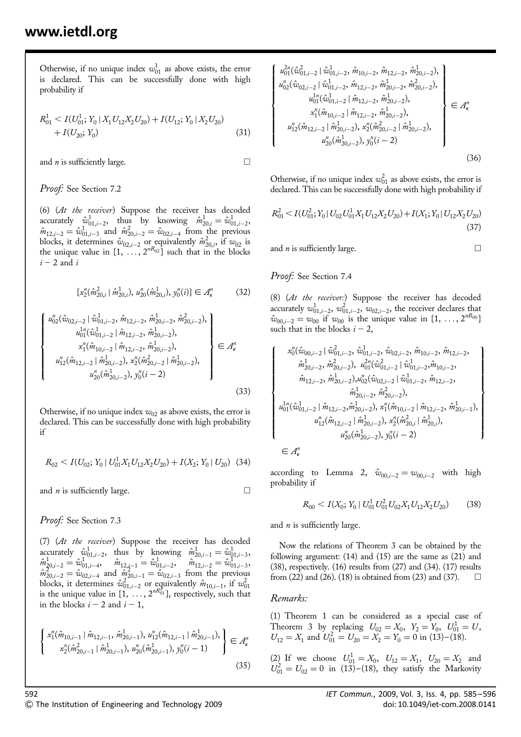Otherwise, if no unique index $w_{01}^1$ as above exists, the error is declared. This can be successfully done with high probability if

$$R_{01}^1 < I(U_{01}^1; Y_0 \mid X_1 U_{12} X_2 U_{20}) + I(U_{12}; Y_0 \mid X_2 U_{20}) + I(U_{20}; Y_0) \quad (31)$$

and $n$ is sufficiently large. □

*Proof:* See Section 7.2

(6) (*At the receiver*) Suppose the receiver has decoded accurately $\hat{w}_{01,i-2}^1$, thus by knowing $\hat{m}_{20,i}^1 = \hat{w}_{01,i-2}^1$, $\hat{m}_{12,i-2} = \hat{w}_{01,i-3}^1$ and $\hat{m}_{20,i-2}^2 = \hat{w}_{02,i-4}$ from the previous blocks, it determines $\hat{w}_{02,i-2}$ or equivalently $\hat{m}_{20,i}^2$, if $w_{02}$ is the unique value in $\{1, \ldots, 2^{nR_{02}}\}$ such that in the blocks $i-2$ and $i$

$$\{x_2^n(\hat{m}_{20,i}^2 \mid \hat{m}_{20,i}^1), u_{20}^n(\hat{m}_{20,i}^1), y_0^n(i)\} \in A_\epsilon^n \quad (32)$$

$$\left\{ \begin{array}{c} u_{02}^n(\hat{w}_{02,i-2} \mid \hat{w}_{01,i-2}^1, \hat{m}_{12,i-2}, \hat{m}_{20,i-2}^1, \hat{m}_{20,i-2}^2), \\ u_{01}^{1n}(\hat{w}_{01,i-2}^1 \mid \hat{m}_{12,i-2}, \hat{m}_{20,i-2}^1), \\ x_1^n(\hat{m}_{10,i-2} \mid \hat{m}_{12,i-2}, \hat{m}_{20,i-2}^1), \\ u_{12}^n(\hat{m}_{12,i-2} \mid \hat{m}_{20,i-2}^1), x_2^n(\hat{m}_{20,i-2}^2 \mid \hat{m}_{20,i-2}^1), \\ u_{20}^n(\hat{m}_{20,i-2}^1), y_0^n(i-2) \end{array} \right\} \in A_\epsilon^n \quad (33)$$

Otherwise, if no unique index $w_{02}$ as above exists, the error is declared. This can be successfully done with high probability if

$$R_{02} < I(U_{02}; Y_0 \mid U_{01}^1 X_1 U_{12} X_2 U_{20}) + I(X_2; Y_0 \mid U_{20}) \quad (34)$$

and $n$ is sufficiently large. □

*Proof:* See Section 7.3

(7) (*At the receiver*) Suppose the receiver has decoded accurately $\hat{w}_{01,i-2}^1$, thus by knowing $\hat{m}_{20,i-1}^1 = \hat{w}_{01,i-3}^1$, $\hat{m}_{20,i-2}^1 = \hat{w}_{01,i-4}^1$, $\hat{m}_{12,i-1} = \hat{w}_{01,i-2}^1$, $\hat{m}_{12,i-2} = \hat{w}_{01,i-3}^1$, $\hat{m}_{20,i-2}^2 = \hat{w}_{02,i-4}$ and $\hat{m}_{20,i-1}^2 = \hat{w}_{02,i-3}$ from the previous blocks, it determines $\hat{w}_{01,i-2}^2$ or equivalently $\hat{m}_{10,i-1}$, if $w_{01}^2$ is the unique value in $\{1, \ldots, 2^{nR_{01}^2}\}$, respectively, such that in the blocks $i-2$ and $i-1$,

$$\left\{ \begin{array}{c} x_1^n(\hat{m}_{10,i-1} \mid \hat{m}_{12,i-1}, \hat{m}_{20,i-1}^1), u_{12}^n(\hat{m}_{12,i-1} \mid \hat{m}_{20,i-1}^1), \\ x_2^n(\hat{m}_{20,i-1}^2 \mid \hat{m}_{20,i-1}^1), u_{20}^n(\hat{m}_{20,i-1}^1), y_0^n(i-1) \end{array} \right\} \in A_\epsilon^n \quad (35)$$

$$\left\{ \begin{array}{c} u_{01}^{2n}(\hat{w}_{01,i-2}^2 \mid \hat{w}_{01,i-2}^1, \hat{m}_{10,i-2}, \hat{m}_{12,i-2}, \hat{m}_{20,i-2}^1), \\ u_{02}^n(\hat{w}_{02,i-2} \mid \hat{w}_{01,i-2}^1, \hat{m}_{12,i-2}, \hat{m}_{20,i-2}^1, \hat{m}_{20,i-2}^2), \\ u_{01}^{1n}(\hat{w}_{01,i-2}^1 \mid \hat{m}_{12,i-2}, \hat{m}_{20,i-2}^1), \\ x_1^n(\hat{m}_{10,i-2} \mid \hat{m}_{12,i-2}, \hat{m}_{20,i-2}^1), \\ u_{12}^n(\hat{m}_{12,i-2} \mid \hat{m}_{20,i-2}^1), x_2^n(\hat{m}_{20,i-2}^2 \mid \hat{m}_{20,i-2}^1), \\ u_{20}^n(\hat{m}_{20,i-2}^1), y_0^n(i-2) \end{array} \right\} \in A_\epsilon^n \quad (36)$$

Otherwise, if no unique index $w_{01}^2$ as above exists, the error is declared. This can be successfully done with high probability if

$$R_{01}^2 < I(U_{01}^2; Y_0 \mid U_{02} U_{01}^1 X_1 U_{12} X_2 U_{20}) + I(X_1; Y_0 \mid U_{12} X_2 U_{20}) \quad (37)$$

and $n$ is sufficiently large. □

*Proof:* See Section 7.4

(8) (*At the receiver:*) Suppose the receiver has decoded accurately $w_{01,i-2}^1$, $w_{01,i-2}^2$, $w_{02,i-2}$, the receiver declares that $\hat{w}_{00,i-2} = w_{00}$ if $w_{00}$ is the unique value in $\{1, \ldots, 2^{nR_{00}}\}$ such that in the blocks $i-2$,

$$\left\{ \begin{array}{c} x_0^n(\hat{w}_{00,i-2} \mid \hat{w}_{01,i-2}^2, \hat{w}_{01,i-2}^1, \hat{w}_{02,i-2}, \hat{m}_{10,i-2}, \hat{m}_{12,i-2}, \\ \hat{m}_{20,i-2}^1, \hat{m}_{20,i-2}^2), \ u_{01}^{2n}(\hat{w}_{01,i-2}^2 \mid \hat{w}_{01,i-2}^1, \hat{m}_{10,i-2}, \\ \hat{m}_{12,i-2}, \hat{m}_{20,i-2}^1), u_{02}^n(\hat{w}_{02,i-2} \mid \hat{w}_{01,i-2}^1, \hat{m}_{12,i-2}, \\ \hat{m}_{20,i-2}^1, \hat{m}_{20,i-2}^2), \\ u_{01}^{1n}(\hat{w}_{01,i-2}^1 \mid \hat{m}_{12,i-2}, \hat{m}_{20,i-2}^1), x_1^n(\hat{m}_{10,i-2} \mid \hat{m}_{12,i-2}, \hat{m}_{20,i-1}^1), \\ u_{12}^n(\hat{m}_{12,i-2} \mid \hat{m}_{20,i-2}^1), x_2^n(\hat{m}_{20,i}^2 \mid \hat{m}_{20,i}^1), \\ u_{20}^n(\hat{m}_{20,i-2}^1), y_0^n(i-2) \end{array} \right\}$$

$$\in A_\epsilon^n$$

according to Lemma 2, $\hat{w}_{00,i-2} = w_{00,i-2}$ with high probability if

$$R_{00} < I(X_0; Y_0 \mid U_{01}^1 U_{01}^2 U_{02} X_1 U_{12} X_2 U_{20}) \quad (38)$$

and $n$ is sufficiently large.

Now the relations of Theorem 3 can be obtained by the following argument: (14) and (15) are the same as (21) and (38), respectively. (16) results from (27) and (34). (17) results from (22) and (26). (18) is obtained from (23) and (37). □

### *Remarks:*

(1) Theorem 1 can be considered as a special case of Theorem 3 by replacing $U_{02} = X_0$, $Y_2 = Y_0$, $U_{01}^1 = U$, $U_{12} = X_1$ and $U_{01}^2 = U_{20} = X_2 = Y_0 = 0$ in (13)–(18).

(2) If we choose $U_{01}^1 = X_0$, $U_{12} = X_1$, $U_{20} = X_2$ and $U_{01}^2 = U_{02} = 0$ in (13)–(18), they satisfy the Markovity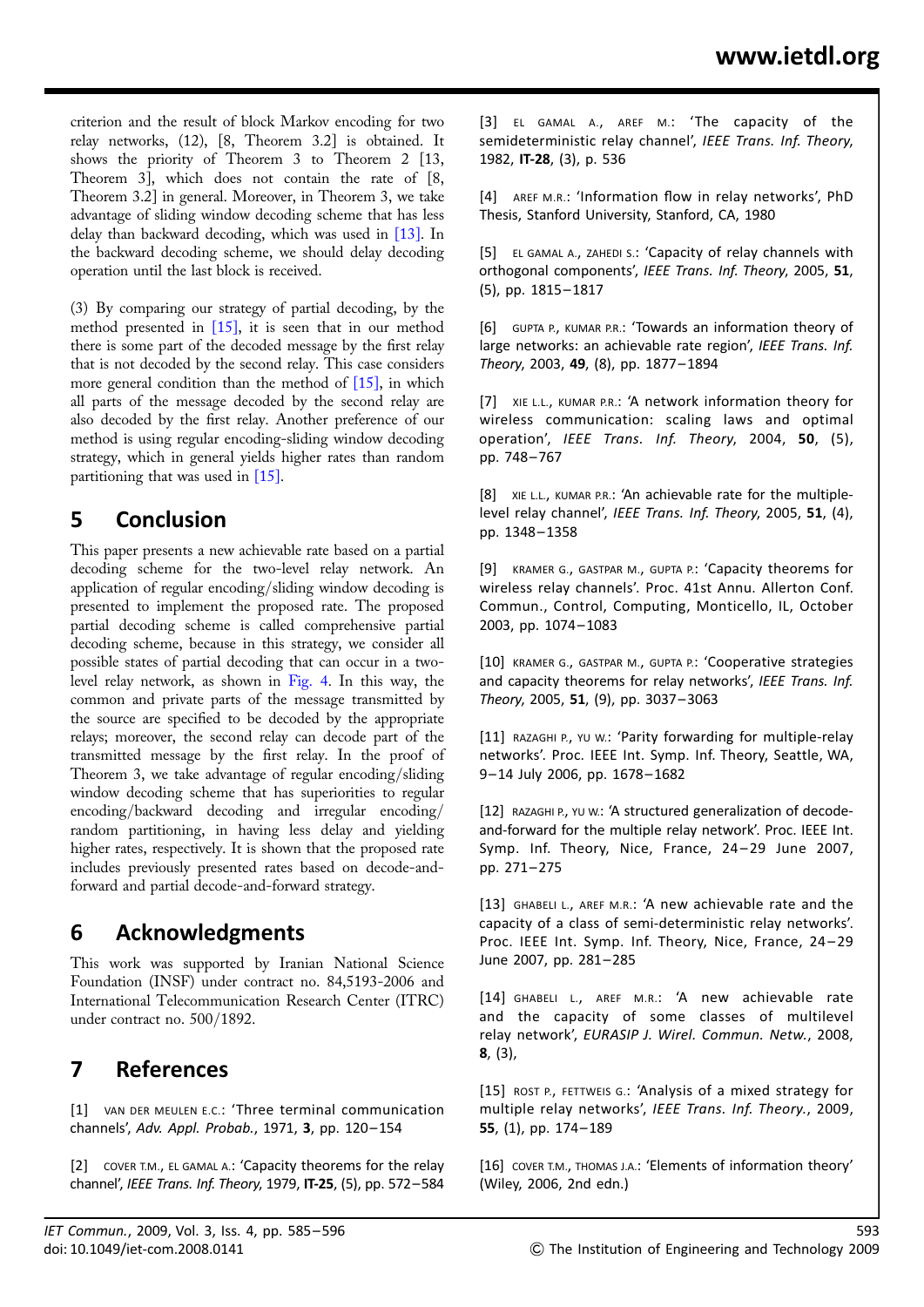criterion and the result of block Markov encoding for two relay networks, (12), [8, Theorem 3.2] is obtained. It shows the priority of Theorem 3 to Theorem 2 [13, Theorem 3], which does not contain the rate of [8, Theorem 3.2] in general. Moreover, in Theorem 3, we take advantage of sliding window decoding scheme that has less delay than backward decoding, which was used in [13]. In the backward decoding scheme, we should delay decoding operation until the last block is received.

(3) By comparing our strategy of partial decoding, by the method presented in [15], it is seen that in our method there is some part of the decoded message by the first relay that is not decoded by the second relay. This case considers more general condition than the method of [15], in which all parts of the message decoded by the second relay are also decoded by the first relay. Another preference of our method is using regular encoding-sliding window decoding strategy, which in general yields higher rates than random partitioning that was used in [15].

## 5 Conclusion

This paper presents a new achievable rate based on a partial decoding scheme for the two-level relay network. An application of regular encoding/sliding window decoding is presented to implement the proposed rate. The proposed partial decoding scheme is called comprehensive partial decoding scheme, because in this strategy, we consider all possible states of partial decoding that can occur in a two-level relay network, as shown in Fig. 4. In this way, the common and private parts of the message transmitted by the source are specified to be decoded by the appropriate relays; moreover, the second relay can decode part of the transmitted message by the first relay. In the proof of Theorem 3, we take advantage of regular encoding/sliding window decoding scheme that has superiorities to regular encoding/backward decoding and irregular encoding/random partitioning, in having less delay and yielding higher rates, respectively. It is shown that the proposed rate includes previously presented rates based on decode-and-forward and partial decode-and-forward strategy.

## 6 Acknowledgments

This work was supported by Iranian National Science Foundation (INSF) under contract no. 84,5193-2006 and International Telecommunication Research Center (ITRC) under contract no. 500/1892.

## 7 References

[1] VAN DER MEULEN E.C.: 'Three terminal communication channels', *Adv. Appl. Probab.*, 1971, **3**, pp. 120–154

[2] COVER T.M., EL GAMAL A.: 'Capacity theorems for the relay channel', *IEEE Trans. Inf. Theory*, 1979, **IT-25**, (5), pp. 572–584

[3] EL GAMAL A., AREF M.: 'The capacity of the semideterministic relay channel', *IEEE Trans. Inf. Theory*, 1982, **IT-28**, (3), p. 536

[4] AREF M.R.: 'Information flow in relay networks', PhD Thesis, Stanford University, Stanford, CA, 1980

[5] EL GAMAL A., ZAHEDI S.: 'Capacity of relay channels with orthogonal components', *IEEE Trans. Inf. Theory*, 2005, **51**, (5), pp. 1815–1817

[6] GUPTA P., KUMAR P.R.: 'Towards an information theory of large networks: an achievable rate region', *IEEE Trans. Inf. Theory*, 2003, **49**, (8), pp. 1877–1894

[7] XIE L.L., KUMAR P.R.: 'A network information theory for wireless communication: scaling laws and optimal operation', *IEEE Trans. Inf. Theory*, 2004, **50**, (5), pp. 748–767

[8] XIE L.L., KUMAR P.R.: 'An achievable rate for the multiple-level relay channel', *IEEE Trans. Inf. Theory*, 2005, **51**, (4), pp. 1348–1358

[9] KRAMER G., GASTPAR M., GUPTA P.: 'Capacity theorems for wireless relay channels'. Proc. 41st Annu. Allerton Conf. Commun., Control, Computing, Monticello, IL, October 2003, pp. 1074–1083

[10] KRAMER G., GASTPAR M., GUPTA P.: 'Cooperative strategies and capacity theorems for relay networks', *IEEE Trans. Inf. Theory*, 2005, **51**, (9), pp. 3037–3063

[11] RAZAGHI P., YU W.: 'Parity forwarding for multiple-relay networks'. Proc. IEEE Int. Symp. Inf. Theory, Seattle, WA, 9–14 July 2006, pp. 1678–1682

[12] RAZAGHI P., YU W.: 'A structured generalization of decode-and-forward for the multiple relay network'. Proc. IEEE Int. Symp. Inf. Theory, Nice, France, 24–29 June 2007, pp. 271–275

[13] GHABELI L., AREF M.R.: 'A new achievable rate and the capacity of a class of semi-deterministic relay networks'. Proc. IEEE Int. Symp. Inf. Theory, Nice, France, 24–29 June 2007, pp. 281–285

[14] GHABELI L., AREF M.R.: 'A new achievable rate and the capacity of some classes of multilevel relay network', *EURASIP J. Wirel. Commun. Netw.*, 2008, **8**, (3),

[15] ROST P., FETTWEIS G.: 'Analysis of a mixed strategy for multiple relay networks', *IEEE Trans. Inf. Theory.*, 2009, **55**, (1), pp. 174–189

[16] COVER T.M., THOMAS J.A.: 'Elements of information theory' (Wiley, 2006, 2nd edn.)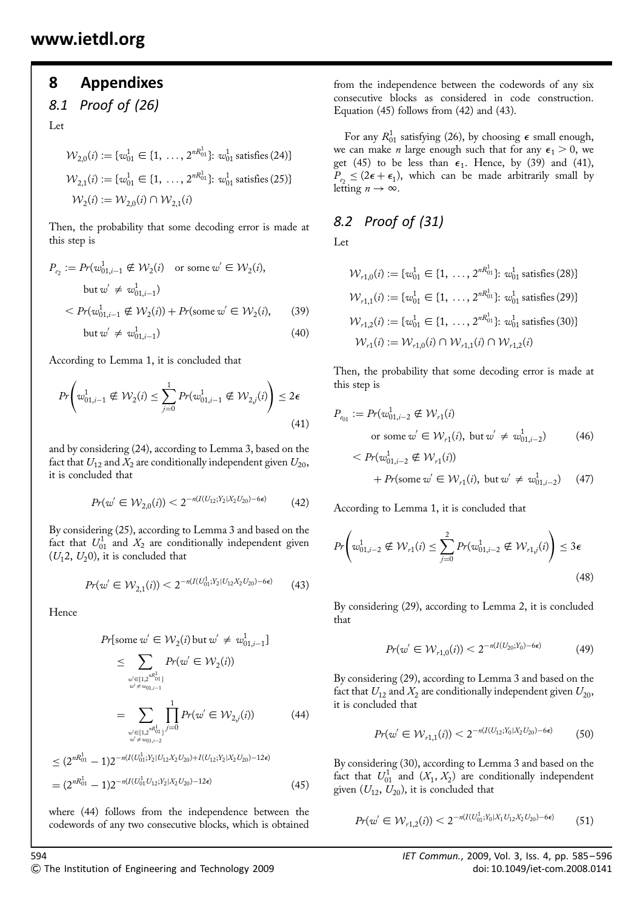## 8 Appendixes

### 8.1 Proof of (26)

Let

$$\mathcal{W}_{2,0}(i) := \{w_{01}^1 \in \{1, \ldots, 2^{nR_{01}^1}\}: w_{01}^1 \text{ satisfies (24)}\}$$

$$\mathcal{W}_{2,1}(i) := \{w_{01}^1 \in \{1, \ldots, 2^{nR_{01}^1}\}: w_{01}^1 \text{ satisfies (25)}\}$$

$$\mathcal{W}_{2}(i) := \mathcal{W}_{2,0}(i) \cap \mathcal{W}_{2,1}(i)$$

Then, the probability that some decoding error is made at this step is

$$P_{e_2} := Pr(w_{01,i-1}^1 \notin \mathcal{W}_2(i) \quad \text{or some } w' \in \mathcal{W}_2(i), \text{ but } w' \neq w_{01,i-1}^1)$$

$$< Pr(w_{01,i-1}^1 \notin \mathcal{W}_2(i)) + Pr(\text{some } w' \in \mathcal{W}_2(i), \tag{39}$$

$$\text{but } w' \neq w_{01,i-1}^1) \tag{40}$$

According to Lemma 1, it is concluded that

$$Pr\left(w_{01,i-1}^1 \notin \mathcal{W}_2(i) \leq \sum_{j=0}^{1} Pr(w_{01,i-1}^1 \notin \mathcal{W}_{2,j}(i)\right) \leq 2\epsilon \tag{41}$$

and by considering (24), according to Lemma 3, based on the fact that $U_{12}$ and $X_2$ are conditionally independent given $U_{20}$, it is concluded that

$$Pr(w' \in \mathcal{W}_{2,0}(i)) < 2^{-n(I(U_{12};Y_2|X_2U_{20})-6\epsilon)} \tag{42}$$

By considering (25), according to Lemma 3 and based on the fact that $U_{01}^1$ and $X_2$ are conditionally independent given $(U_12, U_20)$, it is concluded that

$$Pr(w' \in \mathcal{W}_{2,1}(i)) < 2^{-n(I(U_{01}^1;Y_2|U_{12}X_2U_{20})-6\epsilon)} \tag{43}$$

Hence

$$Pr[\text{some } w' \in \mathcal{W}_2(i) \text{ but } w' \neq w_{01,i-1}^1] \leq \sum_{\substack{w' \in [1,2^{nR_{01}^1}] \\ w' \neq w_{01,i-1}}} Pr(w' \in \mathcal{W}_2(i))$$

$$= \sum_{\substack{w' \in [1,2^{nR_{01}^1}] \\ w' \neq w_{01,i-2}}} \prod_{j=0}^{1} Pr(w' \in \mathcal{W}_{2,j}(i)) \tag{44}$$

$$\leq (2^{nR_{01}^1} - 1)2^{-n(I(U_{01}^1;Y_2|U_{12}X_2U_{20})+I(U_{12};Y_2|X_2U_{20})-12\epsilon)}$$

$$= (2^{nR_{01}^1} - 1)2^{-n(I(U_{01}^1U_{12};Y_2|X_2U_{20})-12\epsilon)} \tag{45}$$

where (44) follows from the independence between the codewords of any two consecutive blocks, which is obtained from the independence between the codewords of any six consecutive blocks as considered in code construction. Equation (45) follows from (42) and (43).

For any $R_{01}^1$ satisfying (26), by choosing $\epsilon$ small enough, we can make $n$ large enough such that for any $\epsilon_1 > 0$, we get (45) to be less than $\epsilon_1$. Hence, by (39) and (41), $P_{e_2} \leq (2\epsilon + \epsilon_1)$, which can be made arbitrarily small by letting $n \to \infty$.

### 8.2 Proof of (31)

Let

$$\mathcal{W}_{r1,0}(i) := \{w_{01}^1 \in \{1, \ldots, 2^{nR_{01}^1}\}: w_{01}^1 \text{ satisfies (28)}\}$$

$$\mathcal{W}_{r1,1}(i) := \{w_{01}^1 \in \{1, \ldots, 2^{nR_{01}^1}\}: w_{01}^1 \text{ satisfies (29)}\}$$

$$\mathcal{W}_{r1,2}(i) := \{w_{01}^1 \in \{1, \ldots, 2^{nR_{01}^1}\}: w_{01}^1 \text{ satisfies (30)}\}$$

$$\mathcal{W}_{r1}(i) := \mathcal{W}_{r1,0}(i) \cap \mathcal{W}_{r1,1}(i) \cap \mathcal{W}_{r1,2}(i)$$

Then, the probability that some decoding error is made at this step is

$$P_{e_{01}} := Pr(w_{01,i-2}^1 \notin \mathcal{W}_{r1}(i) \text{ or some } w' \in \mathcal{W}_{r1}(i), \text{ but } w' \neq w_{01,i-2}^1) \tag{46}$$

$$< Pr(w_{01,i-2}^1 \notin \mathcal{W}_{r1}(i)) + Pr(\text{some } w' \in \mathcal{W}_{r1}(i), \text{ but } w' \neq w_{01,i-2}^1) \tag{47}$$

According to Lemma 1, it is concluded that

$$Pr\left(w_{01,i-2}^1 \notin \mathcal{W}_{r1}(i) \leq \sum_{j=0}^{2} Pr(w_{01,i-2}^1 \notin \mathcal{W}_{r1,j}(i)\right) \leq 3\epsilon \tag{48}$$

By considering (29), according to Lemma 2, it is concluded that

$$Pr(w' \in \mathcal{W}_{r1,0}(i)) < 2^{-n(I(U_{20};Y_0)-6\epsilon)} \tag{49}$$

By considering (29), according to Lemma 3 and based on the fact that $U_{12}$ and $X_2$ are conditionally independent given $U_{20}$, it is concluded that

$$Pr(w' \in \mathcal{W}_{r1,1}(i)) < 2^{-n(I(U_{12};Y_0|X_2U_{20})-6\epsilon)} \tag{50}$$

By considering (30), according to Lemma 3 and based on the fact that $U_{01}^1$ and $(X_1, X_2)$ are conditionally independent given $(U_{12}, U_{20})$, it is concluded that

$$Pr(w' \in \mathcal{W}_{r1,2}(i)) < 2^{-n(I(U_{01}^1;Y_0|X_1U_{12}X_2U_{20})-6\epsilon)} \tag{51}$$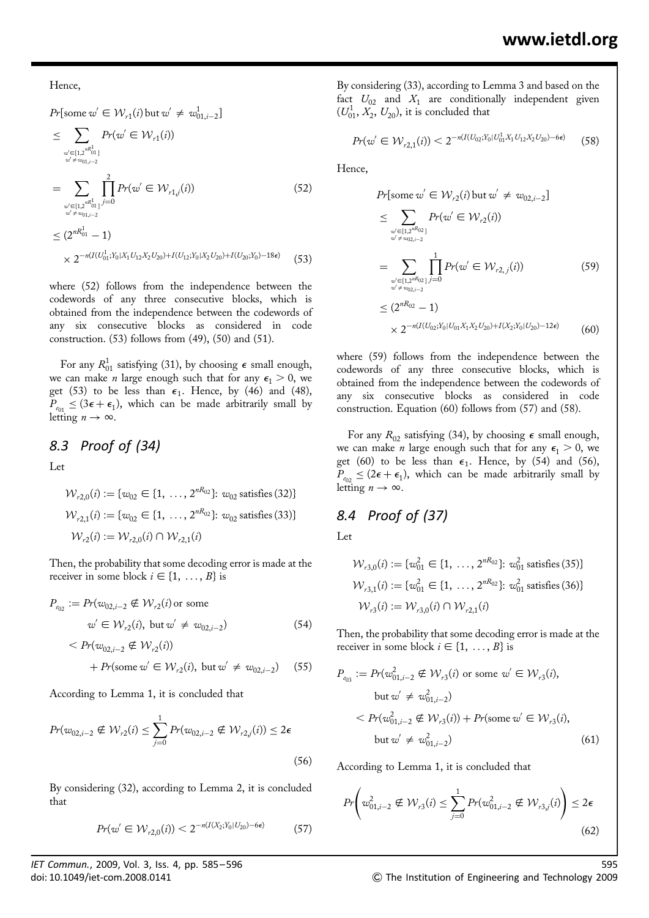Hence,

$$
\begin{aligned}
&Pr[\text{some } w' \in \mathcal{W}_{r1}(i) \text{ but } w' \neq w^1_{01,i-2}] \\
&\leq \sum_{\substack{w' \in [1, 2^{nR^1_{01}}] \\ w' \neq w_{01,i-2}}} Pr(w' \in \mathcal{W}_{r1}(i)) \\
&= \sum_{\substack{w' \in [1, 2^{nR^1_{01}}] \\ w' \neq w_{01,i-2}}} \prod_{j=0}^{2} Pr(w' \in \mathcal{W}_{r1_j}(i)) \qquad (52) \\
&\leq (2^{nR^1_{01}} - 1) \\
&\quad \times 2^{-n(I(U^1_{01};Y_0|X_1 U_{12} X_2 U_{20}) + I(U_{12};Y_0|X_2 U_{20}) + I(U_{20};Y_0) - 18\epsilon)} \qquad (53)
\end{aligned}
$$

where (52) follows from the independence between the codewords of any three consecutive blocks, which is obtained from the independence between the codewords of any six consecutive blocks as considered in code construction. (53) follows from (49), (50) and (51).

For any $R^1_{01}$ satisfying (31), by choosing $\epsilon$ small enough, we can make $n$ large enough such that for any $\epsilon_1 > 0$, we get (53) to be less than $\epsilon_1$. Hence, by (46) and (48), $P_{e_{01}} \leq (3\epsilon + \epsilon_1)$, which can be made arbitrarily small by letting $n \to \infty$.

## 8.3 Proof of (34)

Let

$$
\begin{aligned}
\mathcal{W}_{r2,0}(i) &:= \{w_{02} \in \{1, \ldots, 2^{nR_{02}}\}: w_{02} \text{ satisfies (32)}\} \\
\mathcal{W}_{r2,1}(i) &:= \{w_{02} \in \{1, \ldots, 2^{nR_{02}}\}: w_{02} \text{ satisfies (33)}\} \\
\mathcal{W}_{r2}(i) &:= \mathcal{W}_{r2,0}(i) \cap \mathcal{W}_{r2,1}(i)
\end{aligned}
$$

Then, the probability that some decoding error is made at the receiver in some block $i \in \{1, \ldots, B\}$ is

$$
\begin{aligned}
P_{e_{02}} &:= Pr(w_{02,i-2} \notin \mathcal{W}_{r2}(i) \text{ or some} \\
&\qquad w' \in \mathcal{W}_{r2}(i), \text{ but } w' \neq w_{02,i-2}) \qquad (54) \\
&< Pr(w_{02,i-2} \notin \mathcal{W}_{r2}(i)) \\
&\quad + Pr(\text{some } w' \in \mathcal{W}_{r2}(i), \text{ but } w' \neq w_{02,i-2}) \qquad (55)
\end{aligned}
$$

According to Lemma 1, it is concluded that

$$
Pr(w_{02,i-2} \notin \mathcal{W}_{r2}(i) \leq \sum_{j=0}^{1} Pr(w_{02,i-2} \notin \mathcal{W}_{r2,j}(i)) \leq 2\epsilon \qquad (56)
$$

By considering (32), according to Lemma 2, it is concluded that

$$
Pr(w' \in \mathcal{W}_{r2,0}(i)) < 2^{-n(I(X_2;Y_0|U_{20}) - 6\epsilon)} \qquad (57)
$$

By considering (33), according to Lemma 3 and based on the fact $U_{02}$ and $X_1$ are conditionally independent given $(U^1_{01}, X_2, U_{20})$, it is concluded that

$$
Pr(w' \in \mathcal{W}_{r2,1}(i)) < 2^{-n(I(U_{02};Y_0|U^1_{01} X_1 U_{12} X_2 U_{20}) - 6\epsilon)} \qquad (58)
$$

Hence,

$$
\begin{aligned}
&Pr[\text{some } w' \in \mathcal{W}_{r2}(i) \text{ but } w' \neq w_{02,i-2}] \\
&\leq \sum_{\substack{w' \in [1, 2^{nR_{02}}] \\ w' \neq w_{02,i-2}}} Pr(w' \in \mathcal{W}_{r2}(i)) \\
&= \sum_{\substack{w' \in [1, 2^{nR_{02}}] \\ w' \neq w_{02,i-2}}} \prod_{j=0}^{1} Pr(w' \in \mathcal{W}_{r2,j}(i)) \qquad (59) \\
&\leq (2^{nR_{02}} - 1) \\
&\quad \times 2^{-n(I(U_{02};Y_0|U_{01} X_1 X_2 U_{20}) + I(X_2;Y_0|U_{20}) - 12\epsilon)} \qquad (60)
\end{aligned}
$$

where (59) follows from the independence between the codewords of any three consecutive blocks, which is obtained from the independence between the codewords of any six consecutive blocks as considered in code construction. Equation (60) follows from (57) and (58).

For any $R_{02}$ satisfying (34), by choosing $\epsilon$ small enough, we can make $n$ large enough such that for any $\epsilon_1 > 0$, we get (60) to be less than $\epsilon_1$. Hence, by (54) and (56), $P_{e_{02}} \leq (2\epsilon + \epsilon_1)$, which can be made arbitrarily small by letting $n \to \infty$.

## 8.4 Proof of (37)

Let

$$
\begin{aligned}
\mathcal{W}_{r3,0}(i) &:= \{w^2_{01} \in \{1, \ldots, 2^{nR_{02}}\}: w^2_{01} \text{ satisfies (35)}\} \\
\mathcal{W}_{r3,1}(i) &:= \{w^2_{01} \in \{1, \ldots, 2^{nR_{02}}\}: w^2_{01} \text{ satisfies (36)}\} \\
\mathcal{W}_{r3}(i) &:= \mathcal{W}_{r3,0}(i) \cap \mathcal{W}_{r2,1}(i)
\end{aligned}
$$

Then, the probability that some decoding error is made at the receiver in some block $i \in \{1, \ldots, B\}$ is

$$
\begin{aligned}
P_{e_{03}} &:= Pr(w^2_{01,i-2} \notin \mathcal{W}_{r3}(i) \text{ or some } w' \in \mathcal{W}_{r3}(i), \\
&\qquad \text{but } w' \neq w^2_{01,i-2}) \\
&< Pr(w^2_{01,i-2} \notin \mathcal{W}_{r3}(i)) + Pr(\text{some } w' \in \mathcal{W}_{r3}(i), \\
&\qquad \text{but } w' \neq w^2_{01,i-2}) \qquad (61)
\end{aligned}
$$

According to Lemma 1, it is concluded that

$$
Pr\left(w^2_{01,i-2} \notin \mathcal{W}_{r3}(i) \leq \sum_{j=0}^{1} Pr(w^2_{01,i-2} \notin \mathcal{W}_{r3,j}(i)\right) \leq 2\epsilon \qquad (62)
$$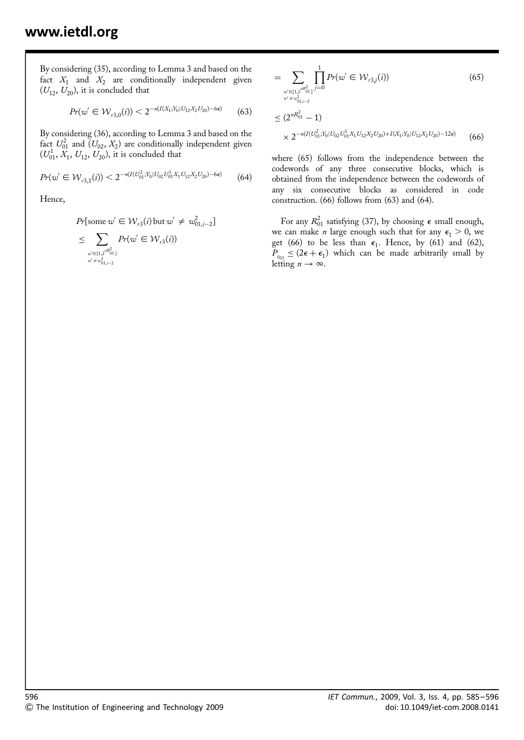By considering (35), according to Lemma 3 and based on the fact $X_1$ and $X_2$ are conditionally independent given $(U_{12}, U_{20})$, it is concluded that

$$Pr(w' \in \mathcal{W}_{r3,0}(i)) < 2^{-n(I(X_1;Y_0|U_{12}X_2U_{20})-6\epsilon)} \tag{63}$$

By considering (36), according to Lemma 3 and based on the fact $U_{01}^2$ and $(U_{02}, X_2)$ are conditionally independent given $(U_{01}^1, X_1, U_{12}, U_{20})$, it is concluded that

$$Pr(w' \in \mathcal{W}_{r3,1}(i)) < 2^{-n(I(U_{01}^2;Y_0|U_{02}U_{01}^1X_1U_{12}X_2U_{20})-6\epsilon)} \tag{64}$$

Hence,

$$Pr[\text{some } w' \in \mathcal{W}_{r3}(i) \text{ but } w' \neq w_{01,i-2}^2] \leq \sum_{\substack{w' \in [1, 2^{nR_{01}^2}] \\ w' \neq w_{01,i-2}^2}} Pr(w' \in \mathcal{W}_{r3}(i))$$

$$= \sum_{\substack{w' \in [1, 2^{nR_{01}^2}] \\ w' \neq w_{01,i-2}^2}} \prod_{j=0}^{1} Pr(w' \in \mathcal{W}_{r3,j}(i)) \tag{65}$$

$$\leq (2^{nR_{01}^2} - 1) \times 2^{-n(I(U_{01}^2;Y_0|U_{02}U_{01}^1X_1U_{12}X_2U_{20})+I(X_1;Y_0|U_{12}X_2U_{20})-12\epsilon)} \tag{66}$$

where (65) follows from the independence between the codewords of any three consecutive blocks, which is obtained from the independence between the codewords of any six consecutive blocks as considered in code construction. (66) follows from (63) and (64).

For any $R_{01}^2$ satisfying (37), by choosing $\epsilon$ small enough, we can make $n$ large enough such that for any $\epsilon_1 > 0$, we get (66) to be less than $\epsilon_1$. Hence, by (61) and (62), $P_{e_{03}} \leq (2\epsilon + \epsilon_1)$ which can be made arbitrarily small by letting $n \to \infty$.